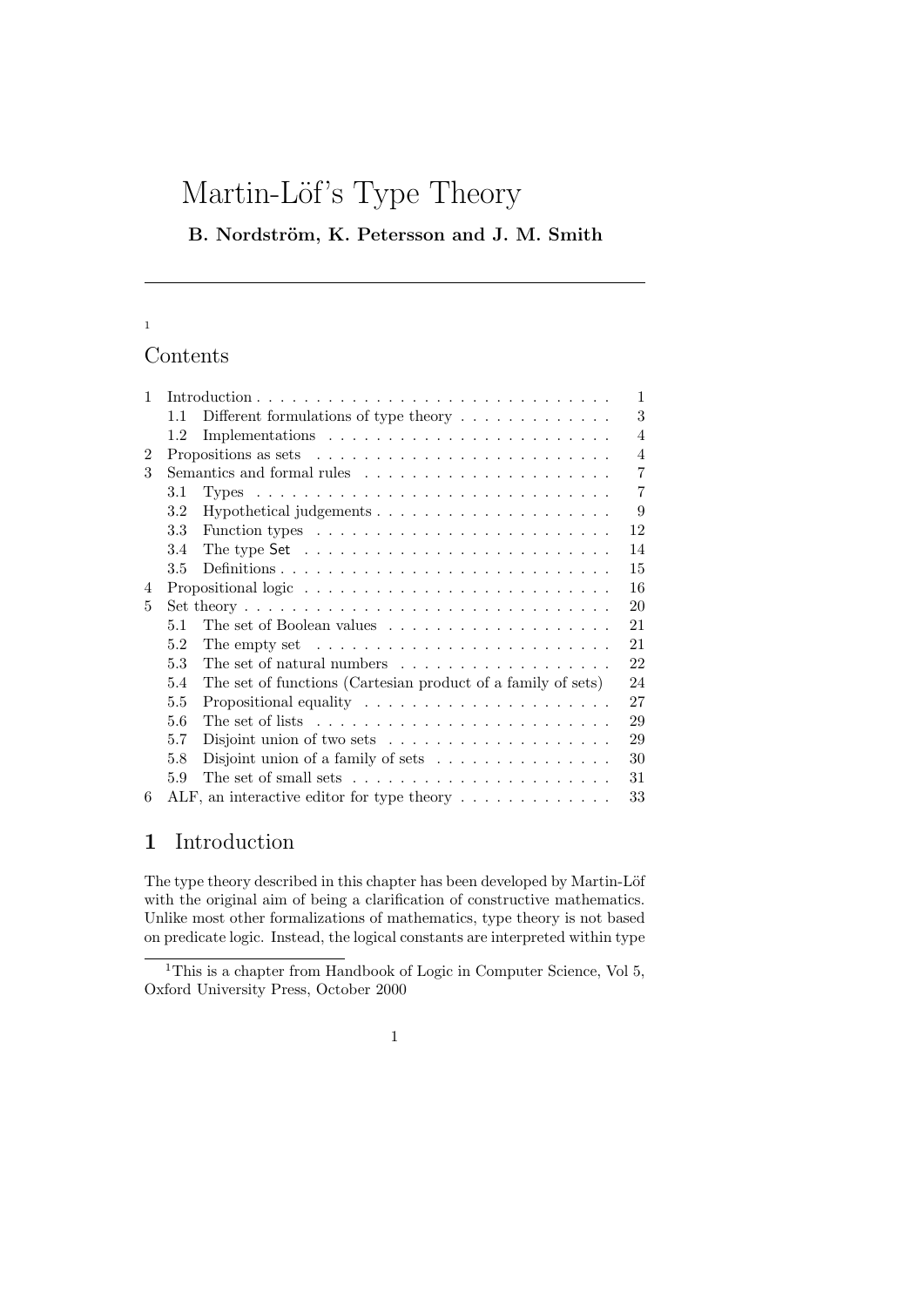# Martin-Löf's Type Theory

**B. Nordström, K. Petersson and J. M. Smith**

---

[1]

## Contents

| | | |
|---|---|---|
| 1 | Introduction | 1 |
| | 1.1 Different formulations of type theory | 3 |
| | 1.2 Implementations | 4 |
| 2 | Propositions as sets | 4 |
| 3 | Semantics and formal rules | 7 |
| | 3.1 Types | 7 |
| | 3.2 Hypothetical judgements | 9 |
| | 3.3 Function types | 12 |
| | 3.4 The type Set | 14 |
| | 3.5 Definitions | 15 |
| 4 | Propositional logic | 16 |
| 5 | Set theory | 20 |
| | 5.1 The set of Boolean values | 21 |
| | 5.2 The empty set | 21 |
| | 5.3 The set of natural numbers | 22 |
| | 5.4 The set of functions (Cartesian product of a family of sets) | 24 |
| | 5.5 Propositional equality | 27 |
| | 5.6 The set of lists | 29 |
| | 5.7 Disjoint union of two sets | 29 |
| | 5.8 Disjoint union of a family of sets | 30 |
| | 5.9 The set of small sets | 31 |
| 6 | ALF, an interactive editor for type theory | 33 |

## 1 Introduction

The type theory described in this chapter has been developed by Martin-Löf with the original aim of being a clarification of constructive mathematics. Unlike most other formalizations of mathematics, type theory is not based on predicate logic. Instead, the logical constants are interpreted within type

---

[1] This is a chapter from Handbook of Logic in Computer Science, Vol 5, Oxford University Press, October 2000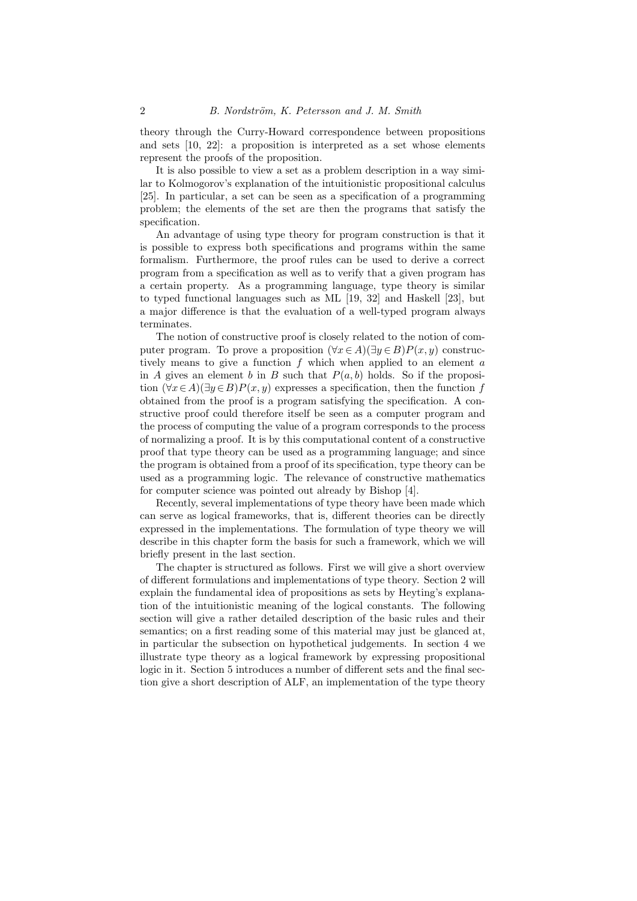theory through the Curry-Howard correspondence between propositions and sets [10, 22]: a proposition is interpreted as a set whose elements represent the proofs of the proposition.

It is also possible to view a set as a problem description in a way similar to Kolmogorov's explanation of the intuitionistic propositional calculus [25]. In particular, a set can be seen as a specification of a programming problem; the elements of the set are then the programs that satisfy the specification.

An advantage of using type theory for program construction is that it is possible to express both specifications and programs within the same formalism. Furthermore, the proof rules can be used to derive a correct program from a specification as well as to verify that a given program has a certain property. As a programming language, type theory is similar to typed functional languages such as ML [19, 32] and Haskell [23], but a major difference is that the evaluation of a well-typed program always terminates.

The notion of constructive proof is closely related to the notion of computer program. To prove a proposition $(\forall x \in A)(\exists y \in B)P(x, y)$ constructively means to give a function $f$ which when applied to an element $a$ in $A$ gives an element $b$ in $B$ such that $P(a, b)$ holds. So if the proposition $(\forall x \in A)(\exists y \in B)P(x, y)$ expresses a specification, then the function $f$ obtained from the proof is a program satisfying the specification. A constructive proof could therefore itself be seen as a computer program and the process of computing the value of a program corresponds to the process of normalizing a proof. It is by this computational content of a constructive proof that type theory can be used as a programming language; and since the program is obtained from a proof of its specification, type theory can be used as a programming logic. The relevance of constructive mathematics for computer science was pointed out already by Bishop [4].

Recently, several implementations of type theory have been made which can serve as logical frameworks, that is, different theories can be directly expressed in the implementations. The formulation of type theory we will describe in this chapter form the basis for such a framework, which we will briefly present in the last section.

The chapter is structured as follows. First we will give a short overview of different formulations and implementations of type theory. Section 2 will explain the fundamental idea of propositions as sets by Heyting's explanation of the intuitionistic meaning of the logical constants. The following section will give a rather detailed description of the basic rules and their semantics; on a first reading some of this material may just be glanced at, in particular the subsection on hypothetical judgements. In section 4 we illustrate type theory as a logical framework by expressing propositional logic in it. Section 5 introduces a number of different sets and the final section give a short description of ALF, an implementation of the type theory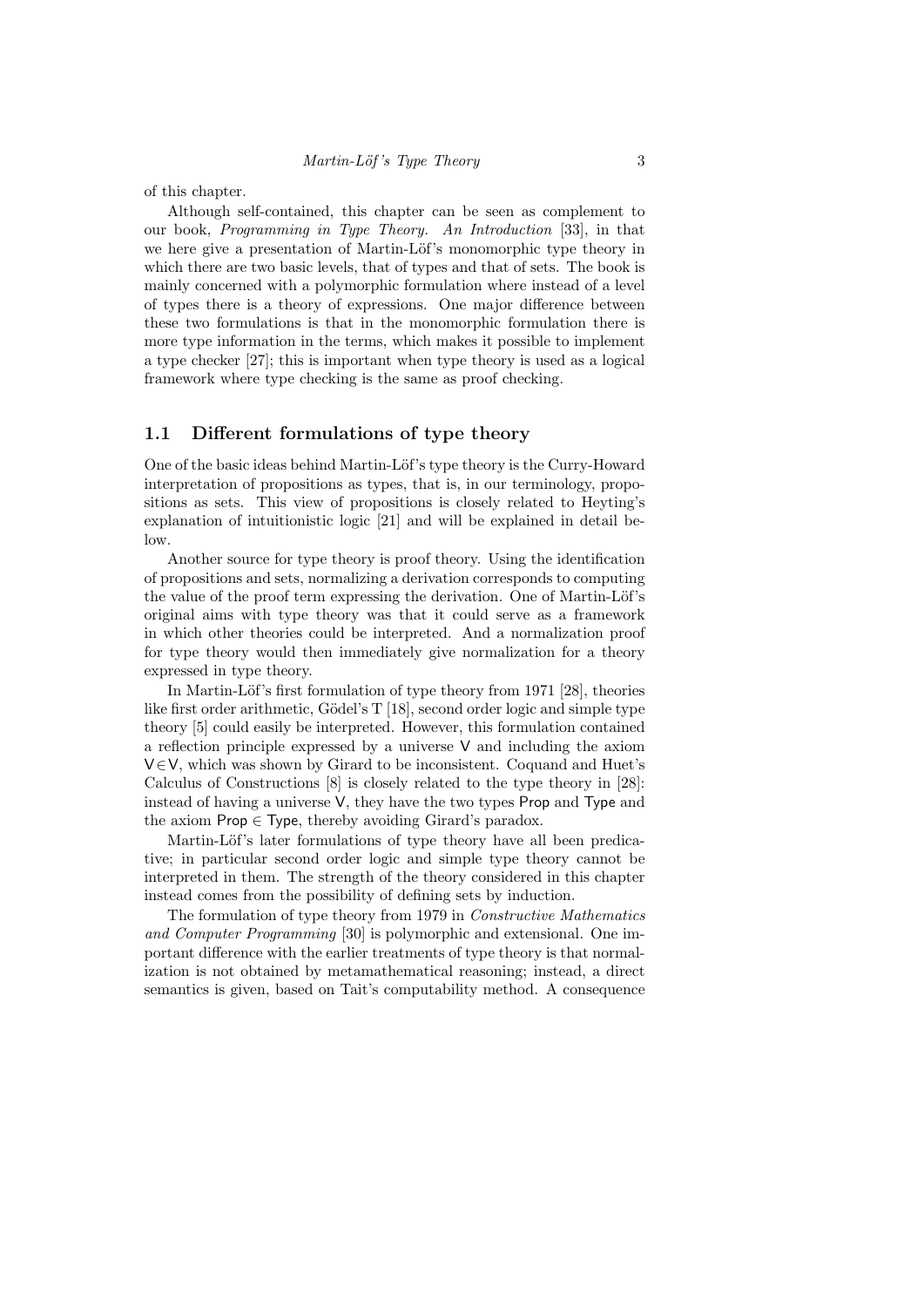of this chapter.

Although self-contained, this chapter can be seen as complement to our book, *Programming in Type Theory. An Introduction* [33], in that we here give a presentation of Martin-Löf's monomorphic type theory in which there are two basic levels, that of types and that of sets. The book is mainly concerned with a polymorphic formulation where instead of a level of types there is a theory of expressions. One major difference between these two formulations is that in the monomorphic formulation there is more type information in the terms, which makes it possible to implement a type checker [27]; this is important when type theory is used as a logical framework where type checking is the same as proof checking.

## 1.1 Different formulations of type theory

One of the basic ideas behind Martin-Löf's type theory is the Curry-Howard interpretation of propositions as types, that is, in our terminology, propositions as sets. This view of propositions is closely related to Heyting's explanation of intuitionistic logic [21] and will be explained in detail below.

Another source for type theory is proof theory. Using the identification of propositions and sets, normalizing a derivation corresponds to computing the value of the proof term expressing the derivation. One of Martin-Löf's original aims with type theory was that it could serve as a framework in which other theories could be interpreted. And a normalization proof for type theory would then immediately give normalization for a theory expressed in type theory.

In Martin-Löf's first formulation of type theory from 1971 [28], theories like first order arithmetic, Gödel's T [18], second order logic and simple type theory [5] could easily be interpreted. However, this formulation contained a reflection principle expressed by a universe $\mathsf{V}$ and including the axiom $\mathsf{V}\in\mathsf{V}$, which was shown by Girard to be inconsistent. Coquand and Huet's Calculus of Constructions [8] is closely related to the type theory in [28]: instead of having a universe $\mathsf{V}$, they have the two types $\mathsf{Prop}$ and $\mathsf{Type}$ and the axiom $\mathsf{Prop} \in \mathsf{Type}$, thereby avoiding Girard's paradox.

Martin-Löf's later formulations of type theory have all been predicative; in particular second order logic and simple type theory cannot be interpreted in them. The strength of the theory considered in this chapter instead comes from the possibility of defining sets by induction.

The formulation of type theory from 1979 in *Constructive Mathematics and Computer Programming* [30] is polymorphic and extensional. One important difference with the earlier treatments of type theory is that normalization is not obtained by metamathematical reasoning; instead, a direct semantics is given, based on Tait's computability method. A consequence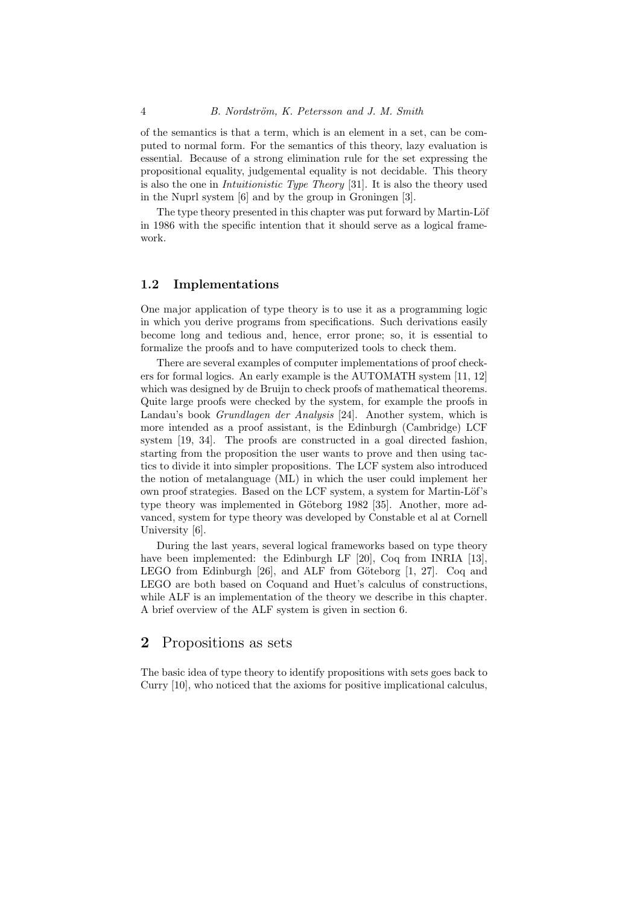of the semantics is that a term, which is an element in a set, can be computed to normal form. For the semantics of this theory, lazy evaluation is essential. Because of a strong elimination rule for the set expressing the propositional equality, judgemental equality is not decidable. This theory is also the one in *Intuitionistic Type Theory* [31]. It is also the theory used in the Nuprl system [6] and by the group in Groningen [3].

The type theory presented in this chapter was put forward by Martin-Löf in 1986 with the specific intention that it should serve as a logical framework.

### 1.2 Implementations

One major application of type theory is to use it as a programming logic in which you derive programs from specifications. Such derivations easily become long and tedious and, hence, error prone; so, it is essential to formalize the proofs and to have computerized tools to check them.

There are several examples of computer implementations of proof checkers for formal logics. An early example is the AUTOMATH system [11, 12] which was designed by de Bruijn to check proofs of mathematical theorems. Quite large proofs were checked by the system, for example the proofs in Landau's book *Grundlagen der Analysis* [24]. Another system, which is more intended as a proof assistant, is the Edinburgh (Cambridge) LCF system [19, 34]. The proofs are constructed in a goal directed fashion, starting from the proposition the user wants to prove and then using tactics to divide it into simpler propositions. The LCF system also introduced the notion of metalanguage (ML) in which the user could implement her own proof strategies. Based on the LCF system, a system for Martin-Löf's type theory was implemented in Göteborg 1982 [35]. Another, more advanced, system for type theory was developed by Constable et al at Cornell University [6].

During the last years, several logical frameworks based on type theory have been implemented: the Edinburgh LF [20], Coq from INRIA [13], LEGO from Edinburgh [26], and ALF from Göteborg [1, 27]. Coq and LEGO are both based on Coquand and Huet's calculus of constructions, while ALF is an implementation of the theory we describe in this chapter. A brief overview of the ALF system is given in section 6.

## 2 Propositions as sets

The basic idea of type theory to identify propositions with sets goes back to Curry [10], who noticed that the axioms for positive implicational calculus,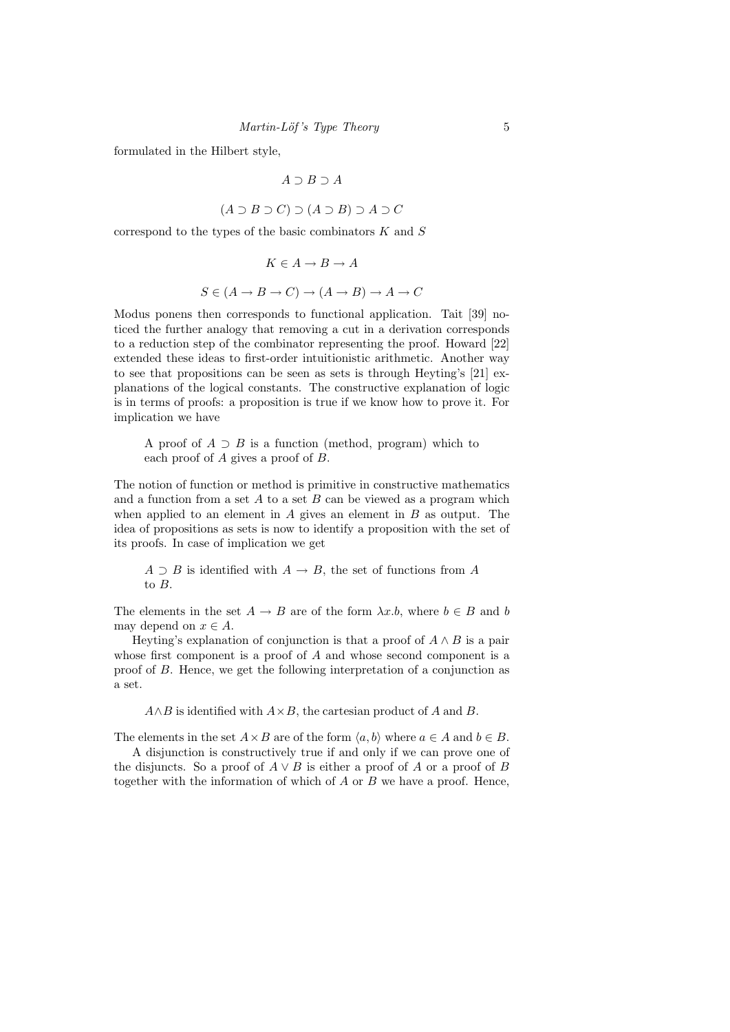formulated in the Hilbert style,

$$A \supset B \supset A$$

$$(A \supset B \supset C) \supset (A \supset B) \supset A \supset C$$

correspond to the types of the basic combinators $K$ and $S$

$$K \in A \to B \to A$$

$$S \in (A \to B \to C) \to (A \to B) \to A \to C$$

Modus ponens then corresponds to functional application. Tait [39] noticed the further analogy that removing a cut in a derivation corresponds to a reduction step of the combinator representing the proof. Howard [22] extended these ideas to first-order intuitionistic arithmetic. Another way to see that propositions can be seen as sets is through Heyting's [21] explanations of the logical constants. The constructive explanation of logic is in terms of proofs: a proposition is true if we know how to prove it. For implication we have

> A proof of $A \supset B$ is a function (method, program) which to each proof of $A$ gives a proof of $B$.

The notion of function or method is primitive in constructive mathematics and a function from a set $A$ to a set $B$ can be viewed as a program which when applied to an element in $A$ gives an element in $B$ as output. The idea of propositions as sets is now to identify a proposition with the set of its proofs. In case of implication we get

> $A \supset B$ is identified with $A \to B$, the set of functions from $A$ to $B$.

The elements in the set $A \to B$ are of the form $\lambda x.b$, where $b \in B$ and $b$ may depend on $x \in A$.

Heyting's explanation of conjunction is that a proof of $A \wedge B$ is a pair whose first component is a proof of $A$ and whose second component is a proof of $B$. Hence, we get the following interpretation of a conjunction as a set.

> $A \wedge B$ is identified with $A \times B$, the cartesian product of $A$ and $B$.

The elements in the set $A \times B$ are of the form $\langle a, b \rangle$ where $a \in A$ and $b \in B$.

A disjunction is constructively true if and only if we can prove one of the disjuncts. So a proof of $A \vee B$ is either a proof of $A$ or a proof of $B$ together with the information of which of $A$ or $B$ we have a proof. Hence,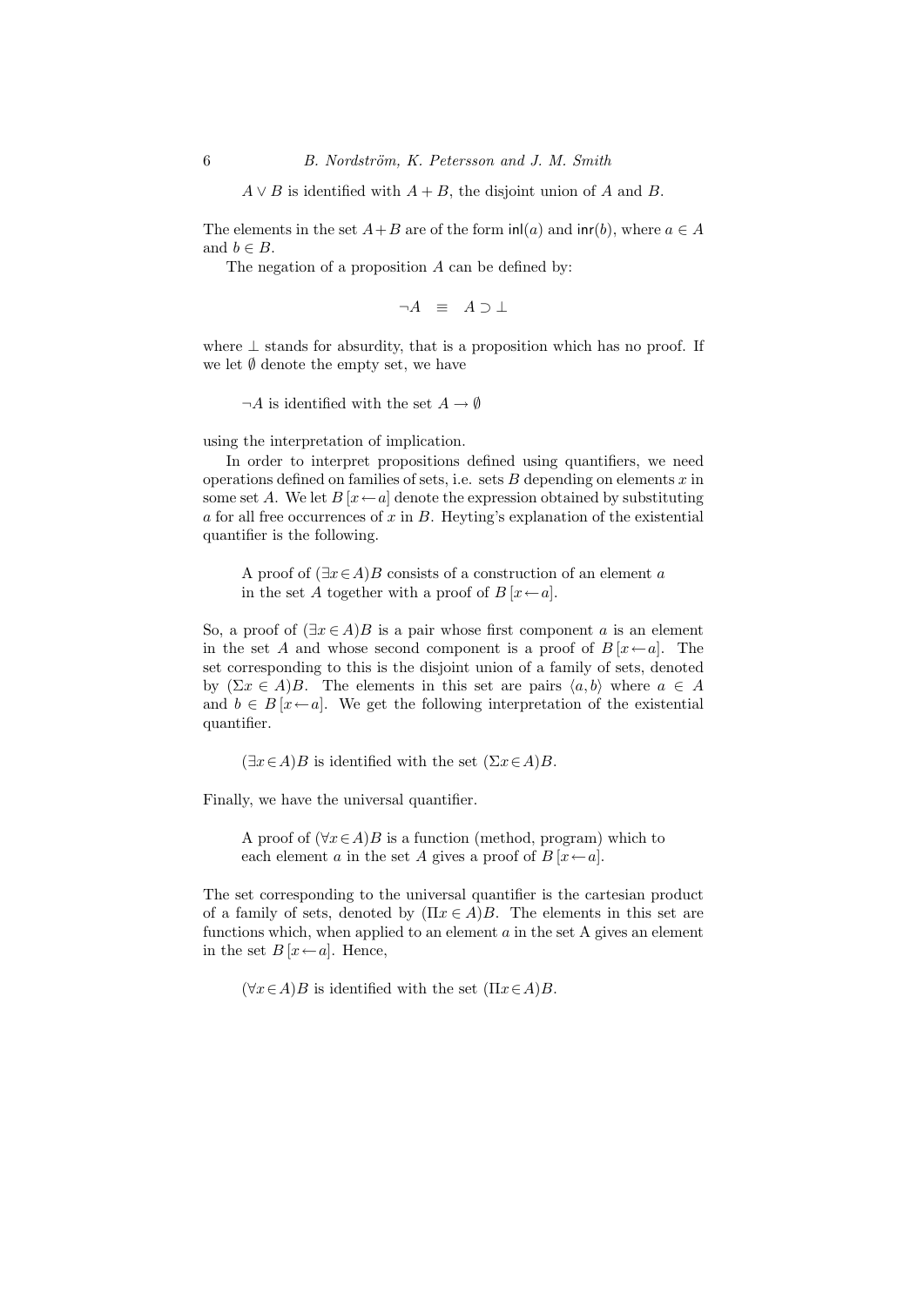$A \vee B$ is identified with $A + B$, the disjoint union of $A$ and $B$.

The elements in the set $A + B$ are of the form $\mathsf{inl}(a)$ and $\mathsf{inr}(b)$, where $a \in A$ and $b \in B$.

The negation of a proposition $A$ can be defined by:

$$\neg A \quad \equiv \quad A \supset \bot$$

where $\bot$ stands for absurdity, that is a proposition which has no proof. If we let $\emptyset$ denote the empty set, we have

$\neg A$ is identified with the set $A \rightarrow \emptyset$

using the interpretation of implication.

In order to interpret propositions defined using quantifiers, we need operations defined on families of sets, i.e. sets $B$ depending on elements $x$ in some set $A$. We let $B\,[x \leftarrow a]$ denote the expression obtained by substituting $a$ for all free occurrences of $x$ in $B$. Heyting's explanation of the existential quantifier is the following.

> A proof of $(\exists x \in A)B$ consists of a construction of an element $a$ in the set $A$ together with a proof of $B\,[x \leftarrow a]$.

So, a proof of $(\exists x \in A)B$ is a pair whose first component $a$ is an element in the set $A$ and whose second component is a proof of $B\,[x \leftarrow a]$. The set corresponding to this is the disjoint union of a family of sets, denoted by $(\Sigma x \in A)B$. The elements in this set are pairs $\langle a, b\rangle$ where $a \in A$ and $b \in B\,[x \leftarrow a]$. We get the following interpretation of the existential quantifier.

$(\exists x \in A)B$ is identified with the set $(\Sigma x \in A)B$.

Finally, we have the universal quantifier.

> A proof of $(\forall x \in A)B$ is a function (method, program) which to each element $a$ in the set $A$ gives a proof of $B\,[x \leftarrow a]$.

The set corresponding to the universal quantifier is the cartesian product of a family of sets, denoted by $(\Pi x \in A)B$. The elements in this set are functions which, when applied to an element $a$ in the set A gives an element in the set $B\,[x \leftarrow a]$. Hence,

$(\forall x \in A)B$ is identified with the set $(\Pi x \in A)B$.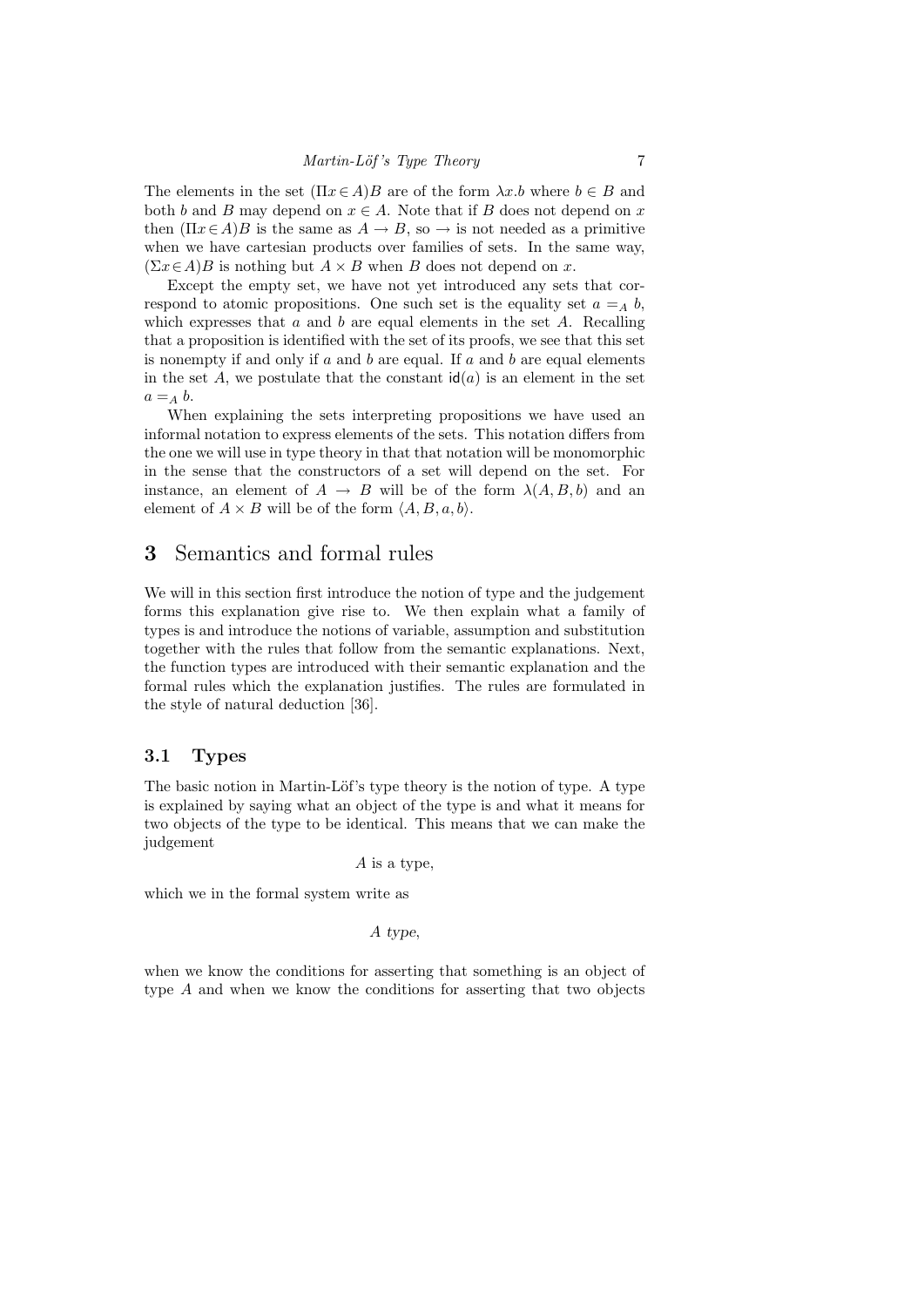The elements in the set $(\Pi x \in A)B$ are of the form $\lambda x.b$ where $b \in B$ and both $b$ and $B$ may depend on $x \in A$. Note that if $B$ does not depend on $x$ then $(\Pi x \in A)B$ is the same as $A \to B$, so $\to$ is not needed as a primitive when we have cartesian products over families of sets. In the same way, $(\Sigma x \in A)B$ is nothing but $A \times B$ when $B$ does not depend on $x$.

Except the empty set, we have not yet introduced any sets that correspond to atomic propositions. One such set is the equality set $a =_A b$, which expresses that $a$ and $b$ are equal elements in the set $A$. Recalling that a proposition is identified with the set of its proofs, we see that this set is nonempty if and only if $a$ and $b$ are equal. If $a$ and $b$ are equal elements in the set $A$, we postulate that the constant $\mathsf{id}(a)$ is an element in the set $a =_A b$.

When explaining the sets interpreting propositions we have used an informal notation to express elements of the sets. This notation differs from the one we will use in type theory in that that notation will be monomorphic in the sense that the constructors of a set will depend on the set. For instance, an element of $A \to B$ will be of the form $\lambda(A, B, b)$ and an element of $A \times B$ will be of the form $\langle A, B, a, b \rangle$.

## 3 Semantics and formal rules

We will in this section first introduce the notion of type and the judgement forms this explanation give rise to. We then explain what a family of types is and introduce the notions of variable, assumption and substitution together with the rules that follow from the semantic explanations. Next, the function types are introduced with their semantic explanation and the formal rules which the explanation justifies. The rules are formulated in the style of natural deduction [36].

### 3.1 Types

The basic notion in Martin-Löf's type theory is the notion of type. A type is explained by saying what an object of the type is and what it means for two objects of the type to be identical. This means that we can make the judgement

$$A \text{ is a type,}$$

which we in the formal system write as

$$A \ \mathit{type},$$

when we know the conditions for asserting that something is an object of type $A$ and when we know the conditions for asserting that two objects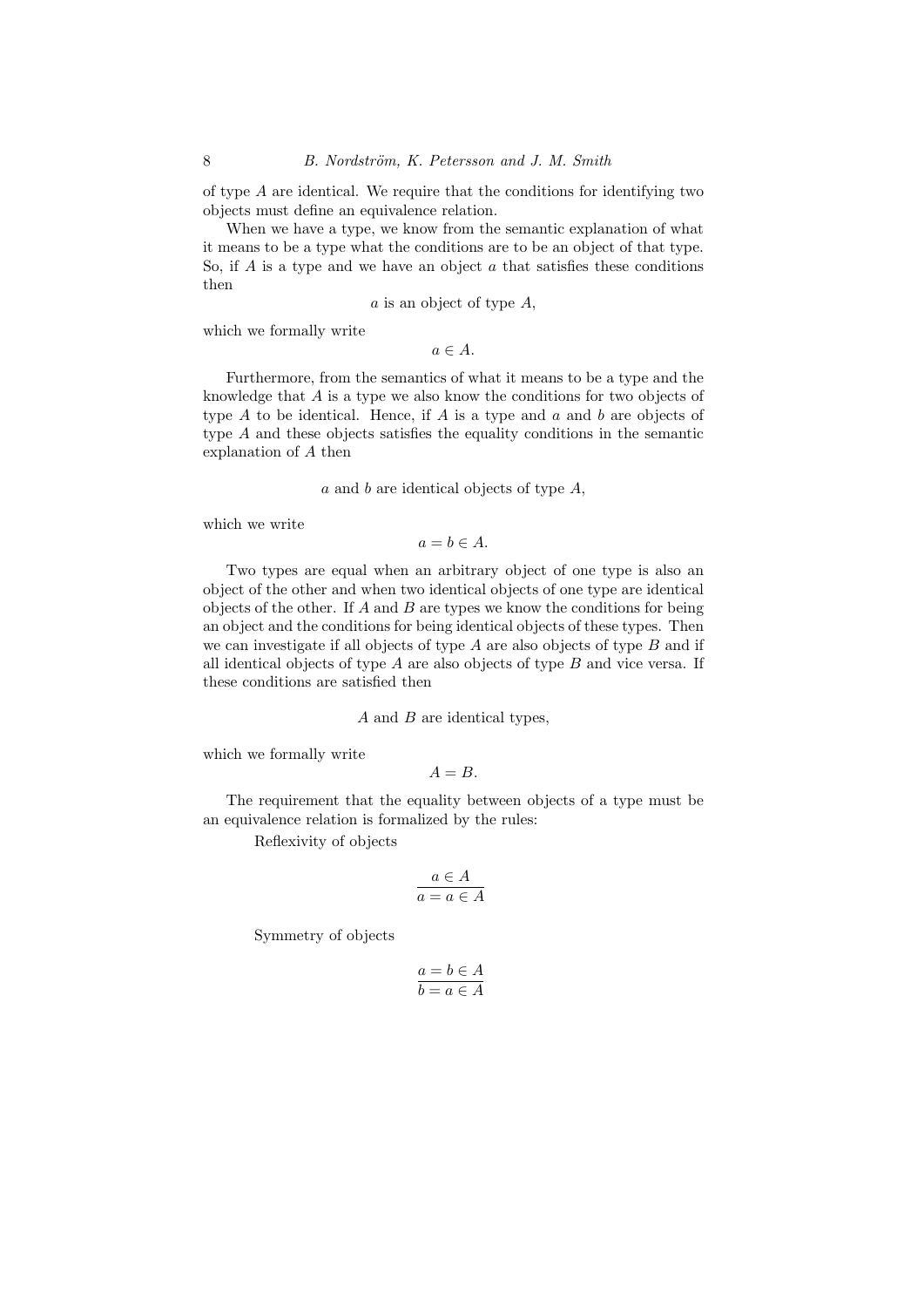of type $A$ are identical. We require that the conditions for identifying two objects must define an equivalence relation.

When we have a type, we know from the semantic explanation of what it means to be a type what the conditions are to be an object of that type. So, if $A$ is a type and we have an object $a$ that satisfies these conditions then

$$a \text{ is an object of type } A,$$

which we formally write

$$a \in A.$$

Furthermore, from the semantics of what it means to be a type and the knowledge that $A$ is a type we also know the conditions for two objects of type $A$ to be identical. Hence, if $A$ is a type and $a$ and $b$ are objects of type $A$ and these objects satisfies the equality conditions in the semantic explanation of $A$ then

$$a \text{ and } b \text{ are identical objects of type } A,$$

which we write

$$a = b \in A.$$

Two types are equal when an arbitrary object of one type is also an object of the other and when two identical objects of one type are identical objects of the other. If $A$ and $B$ are types we know the conditions for being an object and the conditions for being identical objects of these types. Then we can investigate if all objects of type $A$ are also objects of type $B$ and if all identical objects of type $A$ are also objects of type $B$ and vice versa. If these conditions are satisfied then

$$A \text{ and } B \text{ are identical types,}$$

which we formally write

$$A = B.$$

The requirement that the equality between objects of a type must be an equivalence relation is formalized by the rules:

Reflexivity of objects

$$\frac{a \in A}{a = a \in A}$$

Symmetry of objects

$$\frac{a = b \in A}{b = a \in A}$$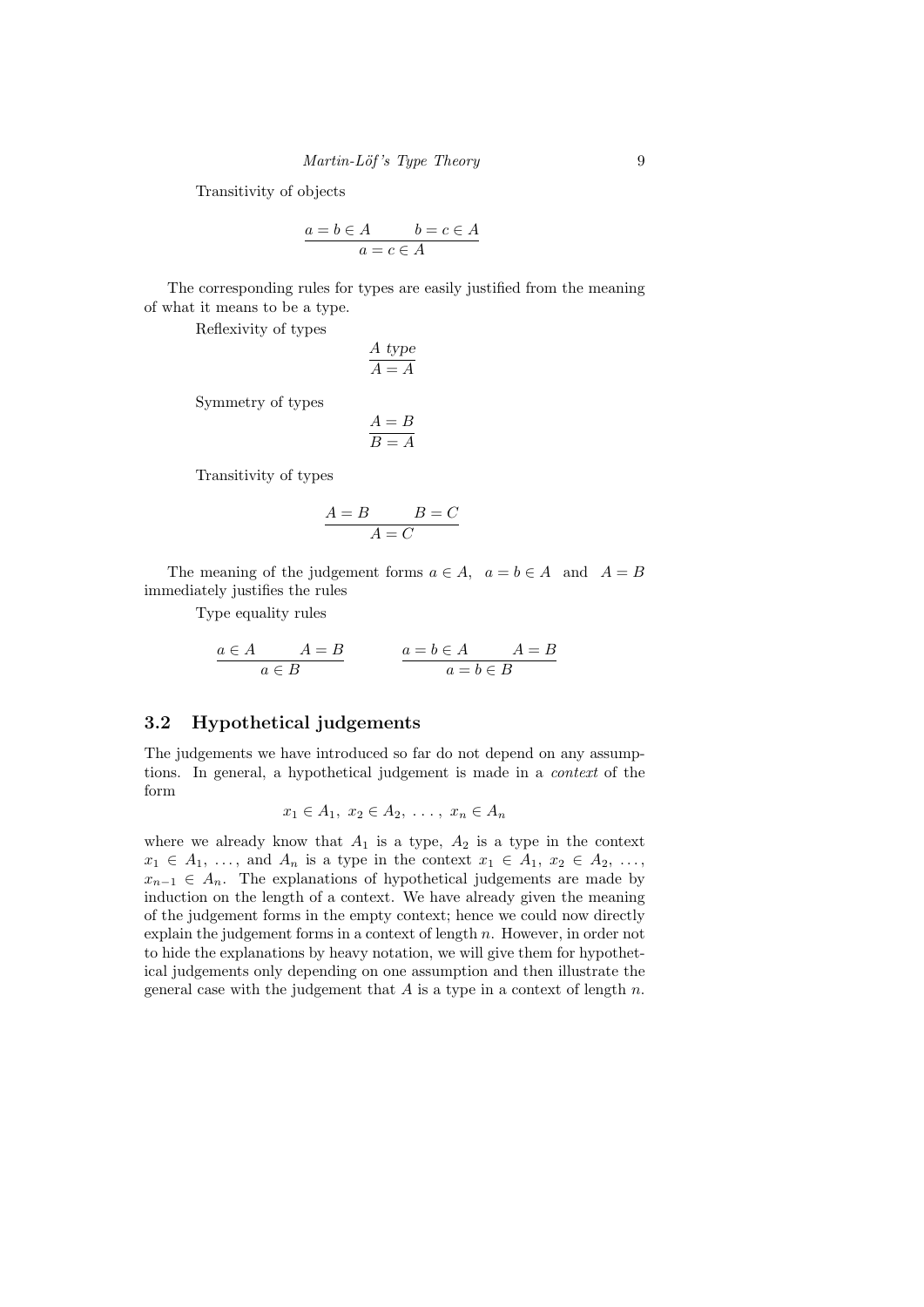Transitivity of objects

$$\frac{a = b \in A \qquad b = c \in A}{a = c \in A}$$

The corresponding rules for types are easily justified from the meaning of what it means to be a type.

Reflexivity of types

$$\frac{A \ \mathit{type}}{A = A}$$

Symmetry of types

$$\frac{A = B}{B = A}$$

Transitivity of types

$$\frac{A = B \qquad B = C}{A = C}$$

The meaning of the judgement forms $a \in A$, $a = b \in A$ and $A = B$ immediately justifies the rules

Type equality rules

$$\frac{a \in A \qquad A = B}{a \in B} \qquad\qquad \frac{a = b \in A \qquad A = B}{a = b \in B}$$

### 3.2 Hypothetical judgements

The judgements we have introduced so far do not depend on any assumptions. In general, a hypothetical judgement is made in a *context* of the form

$$x_1 \in A_1,\ x_2 \in A_2,\ \ldots,\ x_n \in A_n$$

where we already know that $A_1$ is a type, $A_2$ is a type in the context $x_1 \in A_1$, …, and $A_n$ is a type in the context $x_1 \in A_1$, $x_2 \in A_2$, …, $x_{n-1} \in A_n$. The explanations of hypothetical judgements are made by induction on the length of a context. We have already given the meaning of the judgement forms in the empty context; hence we could now directly explain the judgement forms in a context of length $n$. However, in order not to hide the explanations by heavy notation, we will give them for hypothetical judgements only depending on one assumption and then illustrate the general case with the judgement that $A$ is a type in a context of length $n$.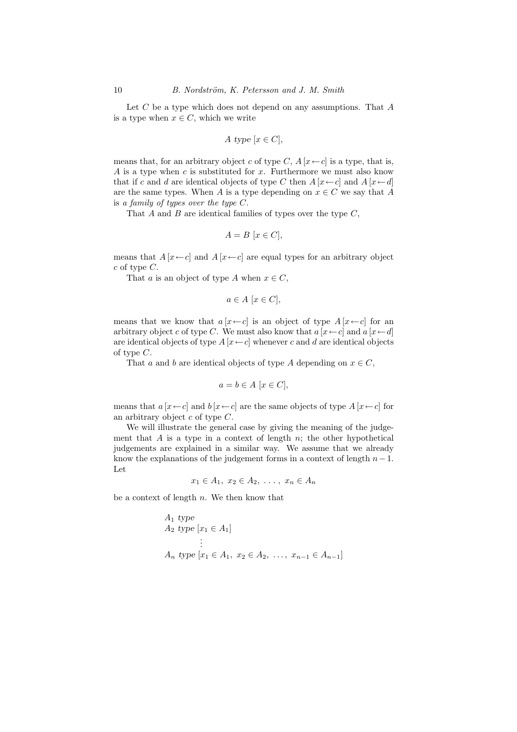Let $C$ be a type which does not depend on any assumptions. That $A$ is a type when $x \in C$, which we write

$$A \; type \; [x \in C],$$

means that, for an arbitrary object $c$ of type $C$, $A\,[x \leftarrow c]$ is a type, that is, $A$ is a type when $c$ is substituted for $x$. Furthermore we must also know that if $c$ and $d$ are identical objects of type $C$ then $A\,[x \leftarrow c]$ and $A\,[x \leftarrow d]$ are the same types. When $A$ is a type depending on $x \in C$ we say that $A$ is *a family of types over the type $C$*.

That $A$ and $B$ are identical families of types over the type $C$,

$$A = B \; [x \in C],$$

means that $A\,[x \leftarrow c]$ and $A\,[x \leftarrow c]$ are equal types for an arbitrary object $c$ of type $C$.

That $a$ is an object of type $A$ when $x \in C$,

$$a \in A \; [x \in C],$$

means that we know that $a\,[x \leftarrow c]$ is an object of type $A\,[x \leftarrow c]$ for an arbitrary object $c$ of type $C$. We must also know that $a\,[x \leftarrow c]$ and $a\,[x \leftarrow d]$ are identical objects of type $A\,[x \leftarrow c]$ whenever $c$ and $d$ are identical objects of type $C$.

That $a$ and $b$ are identical objects of type $A$ depending on $x \in C$,

$$a = b \in A \; [x \in C],$$

means that $a\,[x \leftarrow c]$ and $b\,[x \leftarrow c]$ are the same objects of type $A\,[x \leftarrow c]$ for an arbitrary object $c$ of type $C$.

We will illustrate the general case by giving the meaning of the judgement that $A$ is a type in a context of length $n$; the other hypothetical judgements are explained in a similar way. We assume that we already know the explanations of the judgement forms in a context of length $n-1$. Let

$$x_1 \in A_1, \; x_2 \in A_2, \; \ldots, \; x_n \in A_n$$

be a context of length $n$. We then know that

$$\begin{array}{l} A_1 \; type \\ A_2 \; type \; [x_1 \in A_1] \\ \qquad \vdots \\ A_n \; type \; [x_1 \in A_1, \; x_2 \in A_2, \; \ldots, \; x_{n-1} \in A_{n-1}] \end{array}$$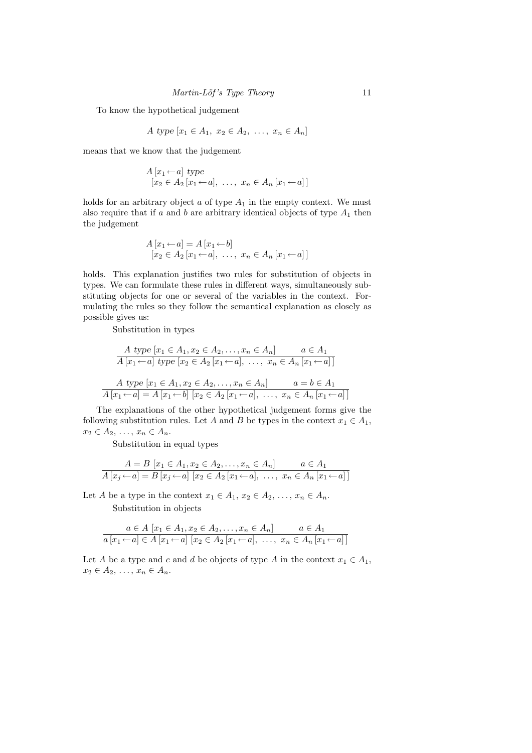To know the hypothetical judgement

$$A \; type \; [x_1 \in A_1, \; x_2 \in A_2, \; \ldots, \; x_n \in A_n]$$

means that we know that the judgement

$$\begin{array}{l} A\,[x_1 \leftarrow a] \; type \\ \quad [x_2 \in A_2\,[x_1 \leftarrow a], \; \ldots, \; x_n \in A_n\,[x_1 \leftarrow a]\,] \end{array}$$

holds for an arbitrary object $a$ of type $A_1$ in the empty context. We must also require that if $a$ and $b$ are arbitrary identical objects of type $A_1$ then the judgement

$$\begin{array}{l} A\,[x_1 \leftarrow a] = A\,[x_1 \leftarrow b] \\ \quad [x_2 \in A_2\,[x_1 \leftarrow a], \; \ldots, \; x_n \in A_n\,[x_1 \leftarrow a]\,] \end{array}$$

holds. This explanation justifies two rules for substitution of objects in types. We can formulate these rules in different ways, simultaneously substituting objects for one or several of the variables in the context. Formulating the rules so they follow the semantical explanation as closely as possible gives us:

Substitution in types

$$\frac{A \; type \; [x_1 \in A_1, x_2 \in A_2, \ldots, x_n \in A_n] \qquad a \in A_1}{A\,[x_1 \leftarrow a] \; type \; [x_2 \in A_2\,[x_1 \leftarrow a], \; \ldots, \; x_n \in A_n\,[x_1 \leftarrow a]\,]}$$

$$\frac{A \; type \; [x_1 \in A_1, x_2 \in A_2, \ldots, x_n \in A_n] \qquad a = b \in A_1}{A\,[x_1 \leftarrow a] = A\,[x_1 \leftarrow b] \; [x_2 \in A_2\,[x_1 \leftarrow a], \; \ldots, \; x_n \in A_n\,[x_1 \leftarrow a]\,]}$$

The explanations of the other hypothetical judgement forms give the following substitution rules. Let $A$ and $B$ be types in the context $x_1 \in A_1$, $x_2 \in A_2$, $\ldots$, $x_n \in A_n$.

Substitution in equal types

$$\frac{A = B \; [x_1 \in A_1, x_2 \in A_2, \ldots, x_n \in A_n] \qquad a \in A_1}{A\,[x_j \leftarrow a] = B\,[x_j \leftarrow a] \; [x_2 \in A_2\,[x_1 \leftarrow a], \; \ldots, \; x_n \in A_n\,[x_1 \leftarrow a]\,]}$$

Let $A$ be a type in the context $x_1 \in A_1$, $x_2 \in A_2$, $\ldots$, $x_n \in A_n$.

Substitution in objects

$$\frac{a \in A \; [x_1 \in A_1, x_2 \in A_2, \ldots, x_n \in A_n] \qquad a \in A_1}{a\,[x_1 \leftarrow a] \in A\,[x_1 \leftarrow a] \; [x_2 \in A_2\,[x_1 \leftarrow a], \; \ldots, \; x_n \in A_n\,[x_1 \leftarrow a]\,]}$$

Let $A$ be a type and $c$ and $d$ be objects of type $A$ in the context $x_1 \in A_1$, $x_2 \in A_2$, $\ldots$, $x_n \in A_n$.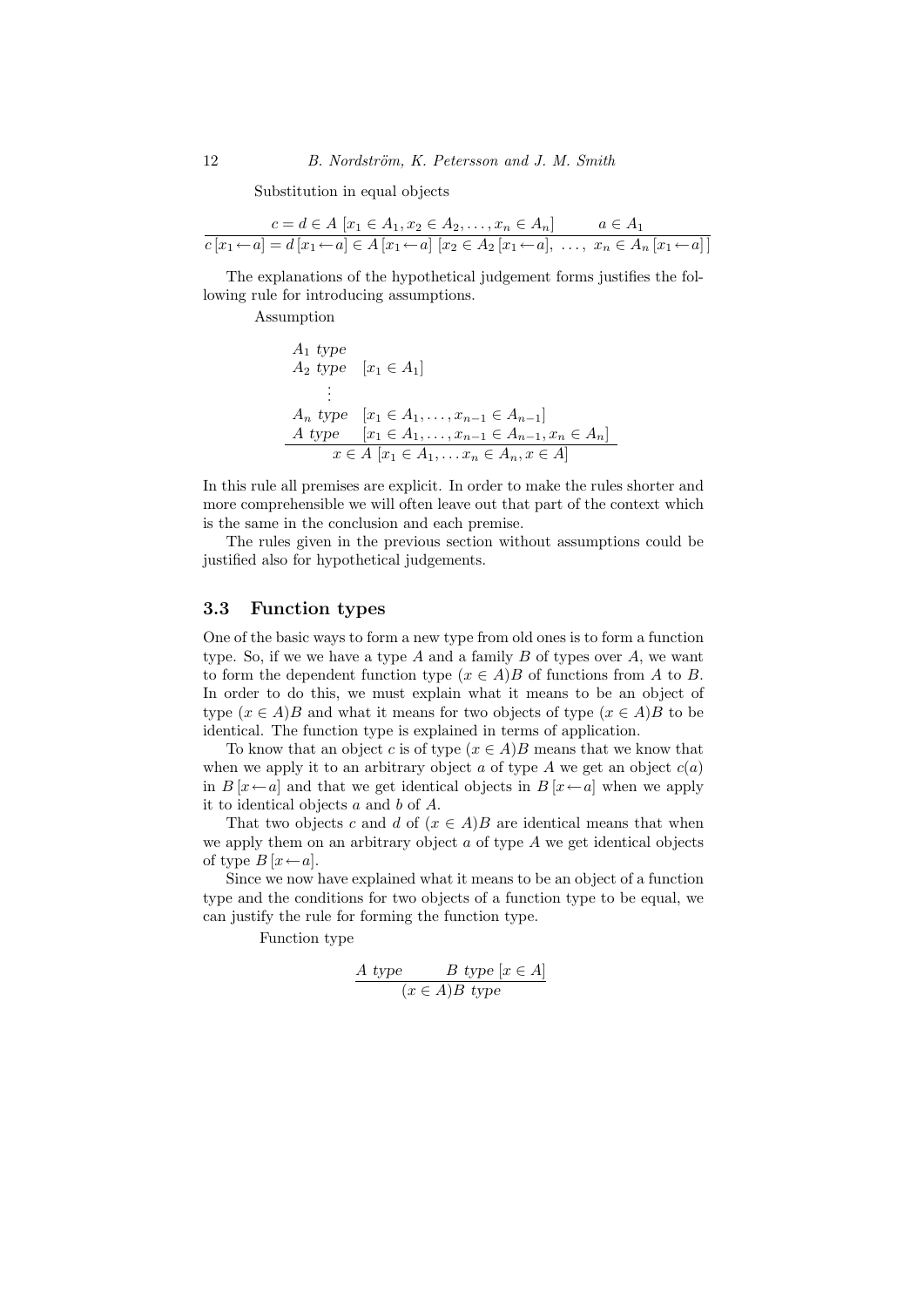Substitution in equal objects

$$\frac{c = d \in A\ [x_1 \in A_1, x_2 \in A_2, \ldots, x_n \in A_n] \qquad a \in A_1}{c\,[x_1 \leftarrow a] = d\,[x_1 \leftarrow a] \in A\,[x_1 \leftarrow a]\ [x_2 \in A_2\,[x_1 \leftarrow a],\ \ldots,\ x_n \in A_n\,[x_1 \leftarrow a]\,]}$$

The explanations of the hypothetical judgement forms justifies the following rule for introducing assumptions.

Assumption

$$\frac{\begin{array}{ll} A_1\ \mathit{type} & \\ A_2\ \mathit{type} & [x_1 \in A_1] \\ \quad\vdots & \\ A_n\ \mathit{type} & [x_1 \in A_1, \ldots, x_{n-1} \in A_{n-1}] \\ A\ \mathit{type} & [x_1 \in A_1, \ldots, x_{n-1} \in A_{n-1}, x_n \in A_n] \end{array}}{x \in A\ [x_1 \in A_1, \ldots x_n \in A_n, x \in A]}$$

In this rule all premises are explicit. In order to make the rules shorter and more comprehensible we will often leave out that part of the context which is the same in the conclusion and each premise.

The rules given in the previous section without assumptions could be justified also for hypothetical judgements.

### 3.3 Function types

One of the basic ways to form a new type from old ones is to form a function type. So, if we we have a type $A$ and a family $B$ of types over $A$, we want to form the dependent function type $(x \in A)B$ of functions from $A$ to $B$. In order to do this, we must explain what it means to be an object of type $(x \in A)B$ and what it means for two objects of type $(x \in A)B$ to be identical. The function type is explained in terms of application.

To know that an object $c$ is of type $(x \in A)B$ means that we know that when we apply it to an arbitrary object $a$ of type $A$ we get an object $c(a)$ in $B\,[x \leftarrow a]$ and that we get identical objects in $B\,[x \leftarrow a]$ when we apply it to identical objects $a$ and $b$ of $A$.

That two objects $c$ and $d$ of $(x \in A)B$ are identical means that when we apply them on an arbitrary object $a$ of type $A$ we get identical objects of type $B\,[x \leftarrow a]$.

Since we now have explained what it means to be an object of a function type and the conditions for two objects of a function type to be equal, we can justify the rule for forming the function type.

Function type

$$\frac{A\ \mathit{type} \qquad B\ \mathit{type}\ [x \in A]}{(x \in A)B\ \mathit{type}}$$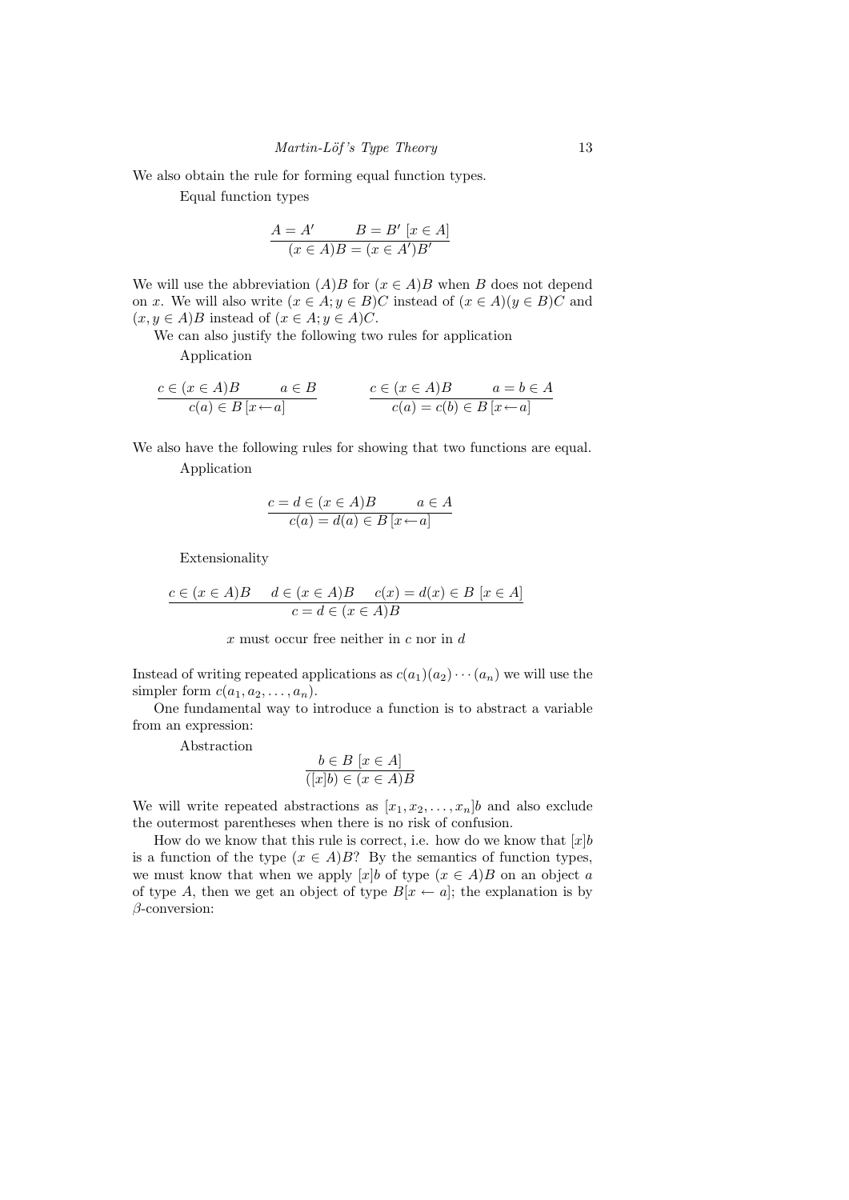We also obtain the rule for forming equal function types.

Equal function types

$$\frac{A = A' \qquad B = B' \; [x \in A]}{(x \in A)B = (x \in A')B'}$$

We will use the abbreviation $(A)B$ for $(x \in A)B$ when $B$ does not depend on $x$. We will also write $(x \in A; y \in B)C$ instead of $(x \in A)(y \in B)C$ and $(x, y \in A)B$ instead of $(x \in A; y \in A)C$.

We can also justify the following two rules for application

Application

$$\frac{c \in (x \in A)B \qquad a \in B}{c(a) \in B \, [x \leftarrow a]} \qquad\qquad \frac{c \in (x \in A)B \qquad a = b \in A}{c(a) = c(b) \in B \, [x \leftarrow a]}$$

We also have the following rules for showing that two functions are equal.

Application

$$\frac{c = d \in (x \in A)B \qquad a \in A}{c(a) = d(a) \in B \, [x \leftarrow a]}$$

Extensionality

$$\frac{c \in (x \in A)B \quad d \in (x \in A)B \quad c(x) = d(x) \in B \; [x \in A]}{c = d \in (x \in A)B}$$

$x$ must occur free neither in $c$ nor in $d$

Instead of writing repeated applications as $c(a_1)(a_2) \cdots (a_n)$ we will use the simpler form $c(a_1, a_2, \ldots, a_n)$.

One fundamental way to introduce a function is to abstract a variable from an expression:

Abstraction

$$\frac{b \in B \; [x \in A]}{([x]b) \in (x \in A)B}$$

We will write repeated abstractions as $[x_1, x_2, \ldots, x_n]b$ and also exclude the outermost parentheses when there is no risk of confusion.

How do we know that this rule is correct, i.e. how do we know that $[x]b$ is a function of the type $(x \in A)B$? By the semantics of function types, we must know that when we apply $[x]b$ of type $(x \in A)B$ on an object $a$ of type $A$, then we get an object of type $B[x \leftarrow a]$; the explanation is by $\beta$-conversion: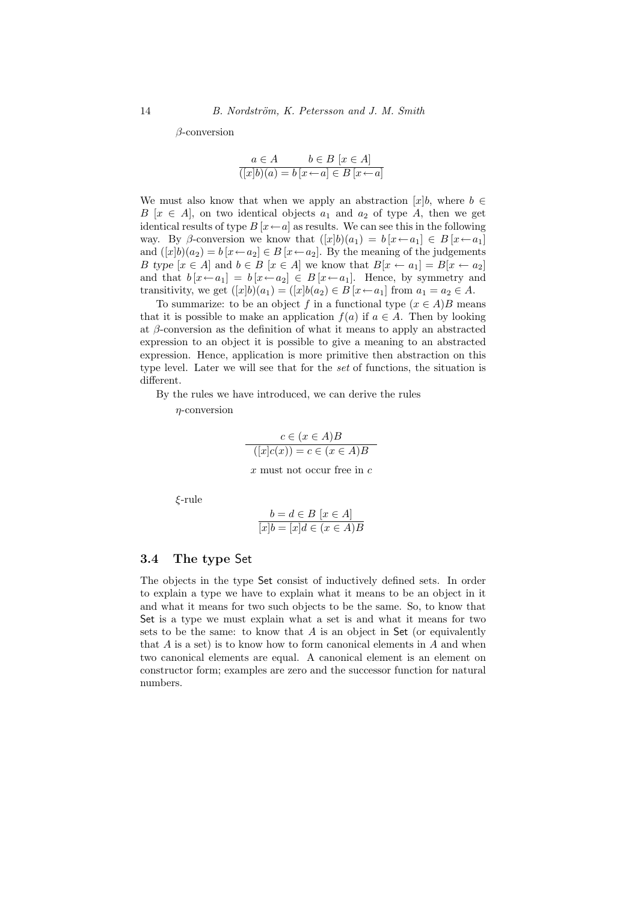β-conversion

$$\frac{a \in A \qquad b \in B\ [x \in A]}{([x]b)(a) = b\,[x \leftarrow a] \in B\,[x \leftarrow a]}$$

We must also know that when we apply an abstraction $[x]b$, where $b \in B\ [x \in A]$, on two identical objects $a_1$ and $a_2$ of type $A$, then we get identical results of type $B\,[x \leftarrow a]$ as results. We can see this in the following way. By β-conversion we know that $([x]b)(a_1) = b\,[x \leftarrow a_1] \in B\,[x \leftarrow a_1]$ and $([x]b)(a_2) = b\,[x \leftarrow a_2] \in B\,[x \leftarrow a_2]$. By the meaning of the judgements $B$ *type* $[x \in A]$ and $b \in B\ [x \in A]$ we know that $B[x \leftarrow a_1] = B[x \leftarrow a_2]$ and that $b\,[x \leftarrow a_1] = b\,[x \leftarrow a_2] \in B\,[x \leftarrow a_1]$. Hence, by symmetry and transitivity, we get $([x]b)(a_1) = ([x]b(a_2) \in B\,[x \leftarrow a_1]$ from $a_1 = a_2 \in A$.

To summarize: to be an object $f$ in a functional type $(x \in A)B$ means that it is possible to make an application $f(a)$ if $a \in A$. Then by looking at β-conversion as the definition of what it means to apply an abstracted expression to an object it is possible to give a meaning to an abstracted expression. Hence, application is more primitive then abstraction on this type level. Later we will see that for the *set* of functions, the situation is different.

By the rules we have introduced, we can derive the rules

η-conversion

$$\frac{c \in (x \in A)B}{([x]c(x)) = c \in (x \in A)B}$$

$x$ must not occur free in $c$

ξ-rule

$$\frac{b = d \in B\ [x \in A]}{[x]b = [x]d \in (x \in A)B}$$

### 3.4 The type Set

The objects in the type Set consist of inductively defined sets. In order to explain a type we have to explain what it means to be an object in it and what it means for two such objects to be the same. So, to know that Set is a type we must explain what a set is and what it means for two sets to be the same: to know that $A$ is an object in Set (or equivalently that $A$ is a set) is to know how to form canonical elements in $A$ and when two canonical elements are equal. A canonical element is an element on constructor form; examples are zero and the successor function for natural numbers.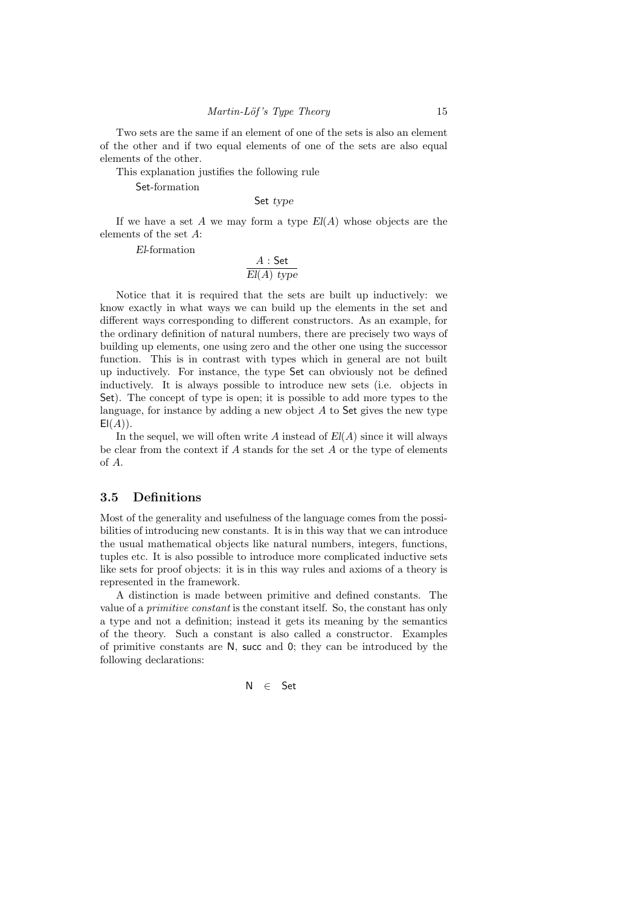Two sets are the same if an element of one of the sets is also an element of the other and if two equal elements of one of the sets are also equal elements of the other.

This explanation justifies the following rule

Set-formation

$$\mathsf{Set}\ \mathit{type}$$

If we have a set $A$ we may form a type $El(A)$ whose objects are the elements of the set $A$:

*El*-formation

$$\frac{A : \mathsf{Set}}{El(A)\ \mathit{type}}$$

Notice that it is required that the sets are built up inductively: we know exactly in what ways we can build up the elements in the set and different ways corresponding to different constructors. As an example, for the ordinary definition of natural numbers, there are precisely two ways of building up elements, one using zero and the other one using the successor function. This is in contrast with types which in general are not built up inductively. For instance, the type Set can obviously not be defined inductively. It is always possible to introduce new sets (i.e. objects in Set). The concept of type is open; it is possible to add more types to the language, for instance by adding a new object $A$ to Set gives the new type $\mathsf{El}(A)$).

In the sequel, we will often write $A$ instead of $El(A)$ since it will always be clear from the context if $A$ stands for the set $A$ or the type of elements of $A$.

## 3.5 Definitions

Most of the generality and usefulness of the language comes from the possibilities of introducing new constants. It is in this way that we can introduce the usual mathematical objects like natural numbers, integers, functions, tuples etc. It is also possible to introduce more complicated inductive sets like sets for proof objects: it is in this way rules and axioms of a theory is represented in the framework.

A distinction is made between primitive and defined constants. The value of a *primitive constant* is the constant itself. So, the constant has only a type and not a definition; instead it gets its meaning by the semantics of the theory. Such a constant is also called a constructor. Examples of primitive constants are N, succ and 0; they can be introduced by the following declarations:

$$\mathsf{N} \in \mathsf{Set}$$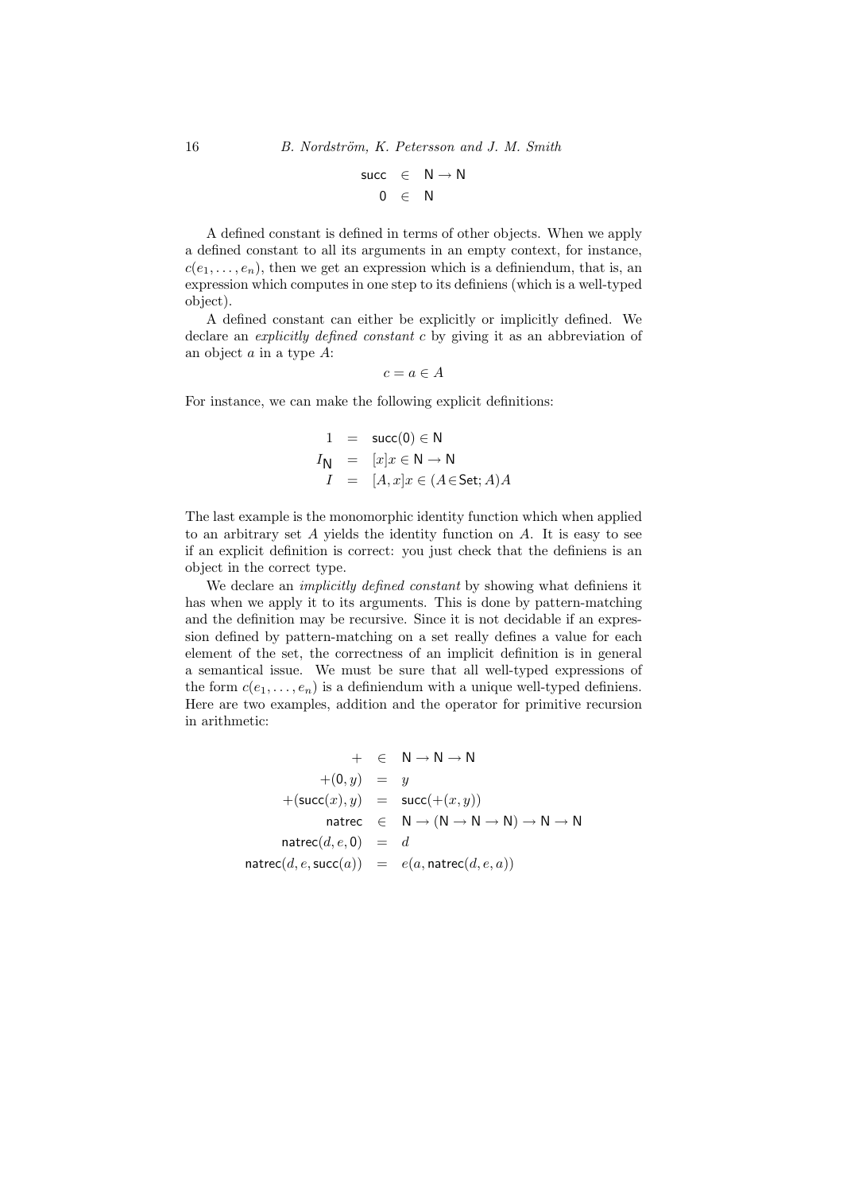$$
\begin{array}{rcl}
\mathsf{succ} & \in & \mathsf{N} \to \mathsf{N} \\
\mathsf{0} & \in & \mathsf{N}
\end{array}
$$

A defined constant is defined in terms of other objects. When we apply a defined constant to all its arguments in an empty context, for instance, $c(e_1, \ldots, e_n)$, then we get an expression which is a definiendum, that is, an expression which computes in one step to its definiens (which is a well-typed object).

A defined constant can either be explicitly or implicitly defined. We declare an *explicitly defined constant* $c$ by giving it as an abbreviation of an object $a$ in a type $A$:

$$
c = a \in A
$$

For instance, we can make the following explicit definitions:

$$
\begin{array}{rcl}
1 & = & \mathsf{succ}(\mathsf{0}) \in \mathsf{N} \\
I_{\mathsf{N}} & = & [x]x \in \mathsf{N} \to \mathsf{N} \\
I & = & [A, x]x \in (A \in \mathsf{Set}; A)A
\end{array}
$$

The last example is the monomorphic identity function which when applied to an arbitrary set $A$ yields the identity function on $A$. It is easy to see if an explicit definition is correct: you just check that the definiens is an object in the correct type.

We declare an *implicitly defined constant* by showing what definiens it has when we apply it to its arguments. This is done by pattern-matching and the definition may be recursive. Since it is not decidable if an expression defined by pattern-matching on a set really defines a value for each element of the set, the correctness of an implicit definition is in general a semantical issue. We must be sure that all well-typed expressions of the form $c(e_1, \ldots, e_n)$ is a definiendum with a unique well-typed definiens. Here are two examples, addition and the operator for primitive recursion in arithmetic:

$$
\begin{array}{rcl}
+ & \in & \mathsf{N} \to \mathsf{N} \to \mathsf{N} \\
+(\mathsf{0}, y) & = & y \\
+(\mathsf{succ}(x), y) & = & \mathsf{succ}(+(x, y)) \\
\mathsf{natrec} & \in & \mathsf{N} \to (\mathsf{N} \to \mathsf{N} \to \mathsf{N}) \to \mathsf{N} \to \mathsf{N} \\
\mathsf{natrec}(d, e, \mathsf{0}) & = & d \\
\mathsf{natrec}(d, e, \mathsf{succ}(a)) & = & e(a, \mathsf{natrec}(d, e, a))
\end{array}
$$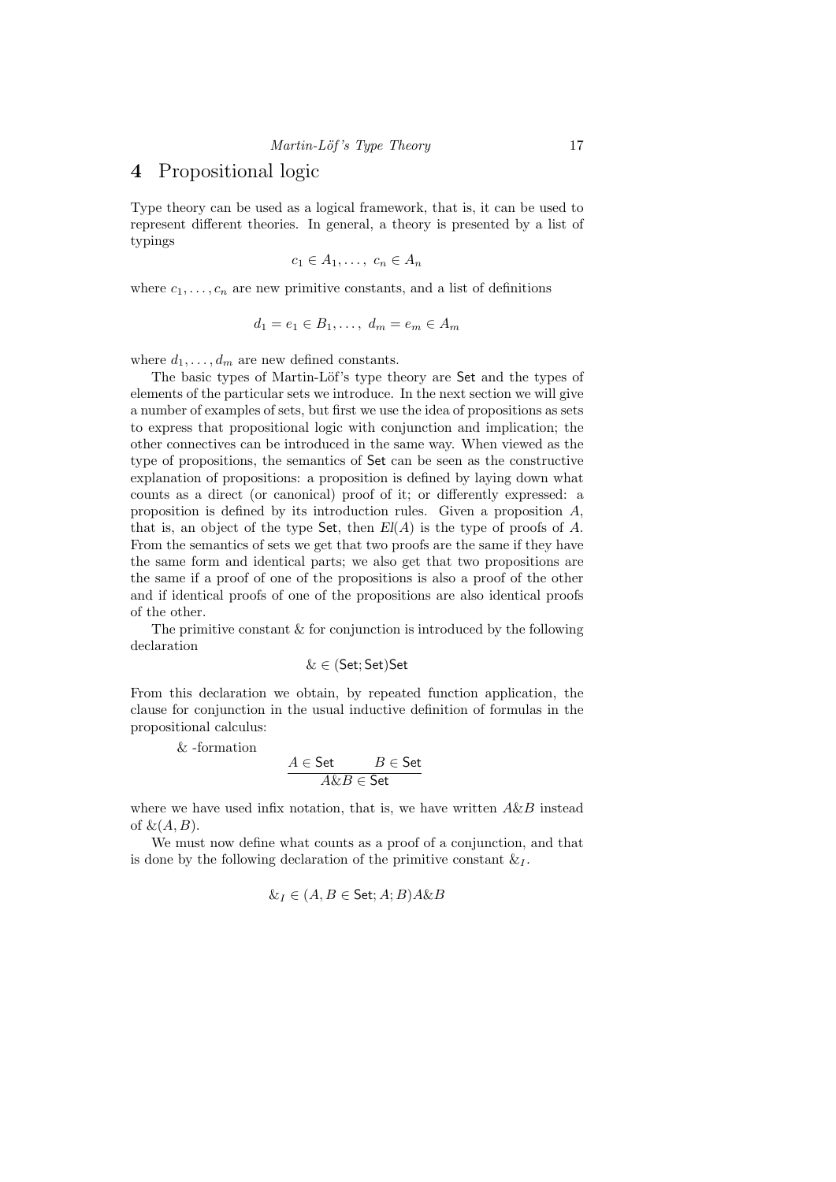## 4 Propositional logic

Type theory can be used as a logical framework, that is, it can be used to represent different theories. In general, a theory is presented by a list of typings

$$c_1 \in A_1, \ldots, \ c_n \in A_n$$

where $c_1, \ldots, c_n$ are new primitive constants, and a list of definitions

$$d_1 = e_1 \in B_1, \ldots, \ d_m = e_m \in A_m$$

where $d_1, \ldots, d_m$ are new defined constants.

The basic types of Martin-Löf's type theory are $\mathsf{Set}$ and the types of elements of the particular sets we introduce. In the next section we will give a number of examples of sets, but first we use the idea of propositions as sets to express that propositional logic with conjunction and implication; the other connectives can be introduced in the same way. When viewed as the type of propositions, the semantics of $\mathsf{Set}$ can be seen as the constructive explanation of propositions: a proposition is defined by laying down what counts as a direct (or canonical) proof of it; or differently expressed: a proposition is defined by its introduction rules. Given a proposition $A$, that is, an object of the type $\mathsf{Set}$, then $El(A)$ is the type of proofs of $A$. From the semantics of sets we get that two proofs are the same if they have the same form and identical parts; we also get that two propositions are the same if a proof of one of the propositions is also a proof of the other and if identical proofs of one of the propositions are also identical proofs of the other.

The primitive constant & for conjunction is introduced by the following declaration

$$\& \in (\mathsf{Set}; \mathsf{Set})\mathsf{Set}$$

From this declaration we obtain, by repeated function application, the clause for conjunction in the usual inductive definition of formulas in the propositional calculus:

& -formation

$$\frac{A \in \mathsf{Set} \qquad B \in \mathsf{Set}}{A \& B \in \mathsf{Set}}$$

where we have used infix notation, that is, we have written $A\&B$ instead of $\&(A, B)$.

We must now define what counts as a proof of a conjunction, and that is done by the following declaration of the primitive constant $\&_I$.

$$\&_I \in (A, B \in \mathsf{Set}; A; B)A\&B$$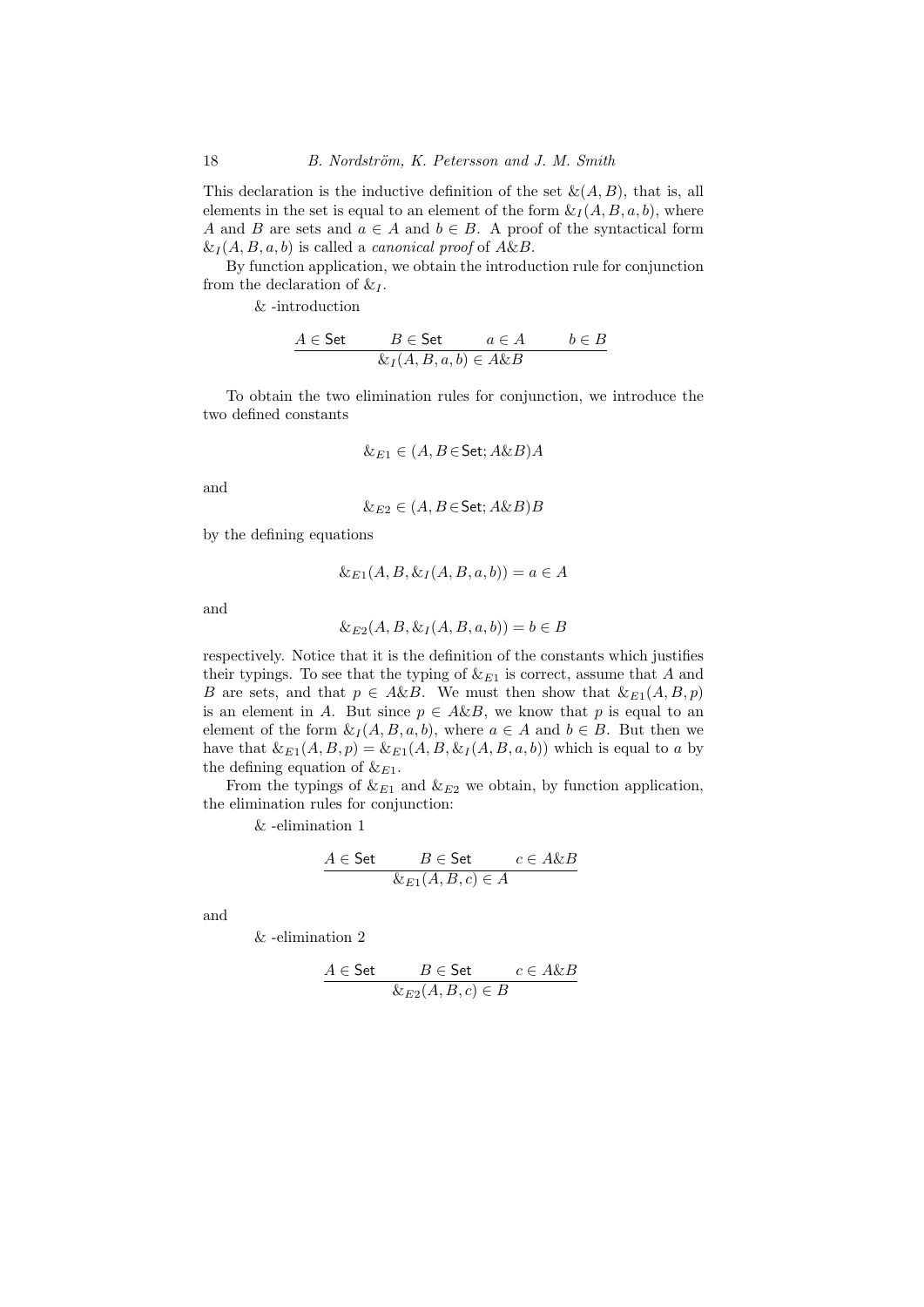This declaration is the inductive definition of the set $\&(A, B)$, that is, all elements in the set is equal to an element of the form $\&_I(A, B, a, b)$, where $A$ and $B$ are sets and $a \in A$ and $b \in B$. A proof of the syntactical form $\&_I(A, B, a, b)$ is called a *canonical proof* of $A\&B$.

By function application, we obtain the introduction rule for conjunction from the declaration of $\&_I$.

& -introduction

$$\frac{A \in \mathsf{Set} \qquad B \in \mathsf{Set} \qquad a \in A \qquad b \in B}{\&_I(A, B, a, b) \in A\&B}$$

To obtain the two elimination rules for conjunction, we introduce the two defined constants

$$\&_{E1} \in (A, B \in \mathsf{Set}; A\&B)A$$

and

$$\&_{E2} \in (A, B \in \mathsf{Set}; A\&B)B$$

by the defining equations

$$\&_{E1}(A, B, \&_I(A, B, a, b)) = a \in A$$

and

$$\&_{E2}(A, B, \&_I(A, B, a, b)) = b \in B$$

respectively. Notice that it is the definition of the constants which justifies their typings. To see that the typing of $\&_{E1}$ is correct, assume that $A$ and $B$ are sets, and that $p \in A\&B$. We must then show that $\&_{E1}(A, B, p)$ is an element in $A$. But since $p \in A\&B$, we know that $p$ is equal to an element of the form $\&_I(A, B, a, b)$, where $a \in A$ and $b \in B$. But then we have that $\&_{E1}(A, B, p) = \&_{E1}(A, B, \&_I(A, B, a, b))$ which is equal to $a$ by the defining equation of $\&_{E1}$.

From the typings of $\&_{E1}$ and $\&_{E2}$ we obtain, by function application, the elimination rules for conjunction:

& -elimination 1

$$\frac{A \in \mathsf{Set} \qquad B \in \mathsf{Set} \qquad c \in A\&B}{\&_{E1}(A, B, c) \in A}$$

and

& -elimination 2

$$\frac{A \in \mathsf{Set} \qquad B \in \mathsf{Set} \qquad c \in A\&B}{\&_{E2}(A, B, c) \in B}$$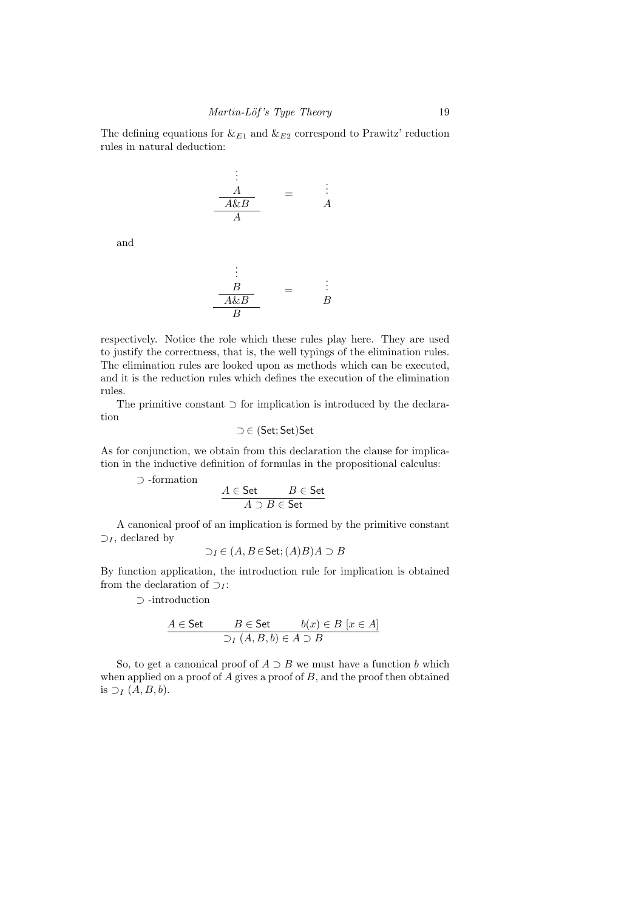The defining equations for $\&_{E1}$ and $\&_{E2}$ correspond to Prawitz' reduction rules in natural deduction:

$$
\dfrac{\dfrac{\begin{array}{c}\vdots\\ A\end{array}}{A\&B}}{A} \quad = \quad \begin{array}{c}\vdots\\ A\end{array}
$$

and

$$
\dfrac{\dfrac{\begin{array}{c}\vdots\\ B\end{array}}{A\&B}}{B} \quad = \quad \begin{array}{c}\vdots\\ B\end{array}
$$

respectively. Notice the role which these rules play here. They are used to justify the correctness, that is, the well typings of the elimination rules. The elimination rules are looked upon as methods which can be executed, and it is the reduction rules which defines the execution of the elimination rules.

The primitive constant $\supset$ for implication is introduced by the declaration

$$\supset \in (\mathsf{Set};\mathsf{Set})\mathsf{Set}$$

As for conjunction, we obtain from this declaration the clause for implication in the inductive definition of formulas in the propositional calculus:

$\supset$ -formation

$$\frac{A \in \mathsf{Set} \qquad B \in \mathsf{Set}}{A \supset B \in \mathsf{Set}}$$

A canonical proof of an implication is formed by the primitive constant $\supset_I$, declared by

$$\supset_I \in (A, B\in\mathsf{Set}; (A)B)A \supset B$$

By function application, the introduction rule for implication is obtained from the declaration of $\supset_I$:

$\supset$ -introduction

$$\frac{A \in \mathsf{Set} \qquad B \in \mathsf{Set} \qquad b(x) \in B \ [x \in A]}{\supset_I (A, B, b) \in A \supset B}$$

So, to get a canonical proof of $A \supset B$ we must have a function $b$ which when applied on a proof of $A$ gives a proof of $B$, and the proof then obtained is $\supset_I (A, B, b)$.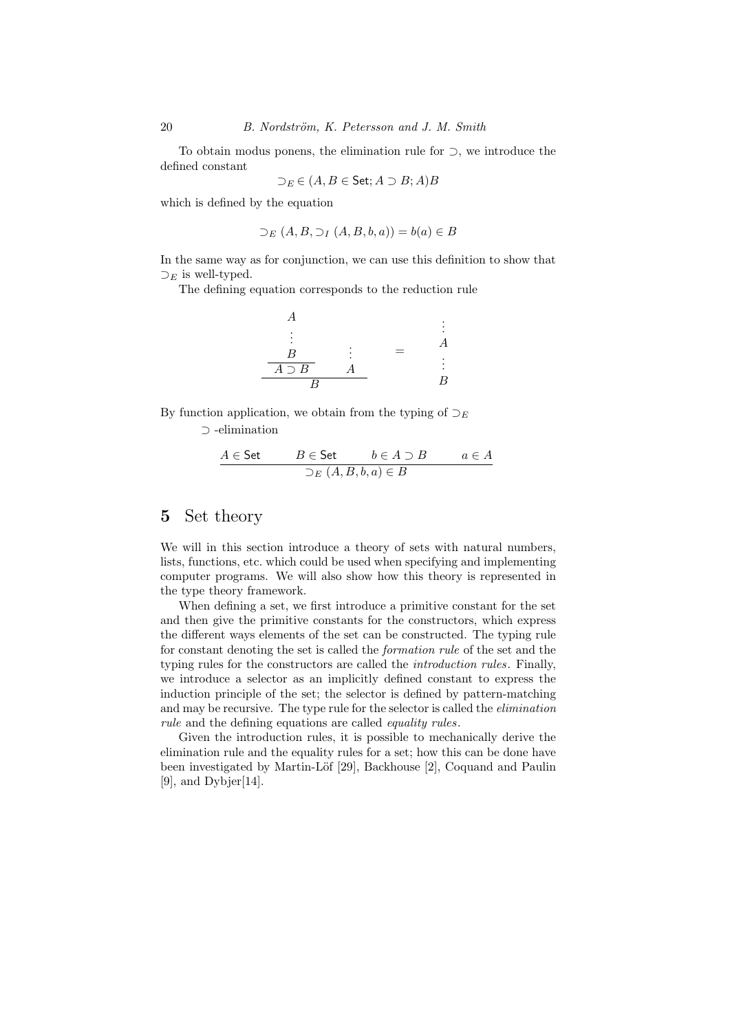To obtain modus ponens, the elimination rule for $\supset$, we introduce the defined constant

$$\supset_E \in (A, B \in \mathsf{Set}; A \supset B; A)B$$

which is defined by the equation

$$\supset_E (A, B, \supset_I (A, B, b, a)) = b(a) \in B$$

In the same way as for conjunction, we can use this definition to show that $\supset_E$ is well-typed.

The defining equation corresponds to the reduction rule

$$\dfrac{\dfrac{\begin{array}{c} A \\ \vdots \\ B \end{array}}{A \supset B} \qquad \begin{array}{c} \vdots \\ A \end{array}}{B} \quad = \quad \begin{array}{c} \vdots \\ A \\ \vdots \\ B \end{array}$$

By function application, we obtain from the typing of $\supset_E$

$\supset$ -elimination

$$\frac{A \in \mathsf{Set} \qquad B \in \mathsf{Set} \qquad b \in A \supset B \qquad a \in A}{\supset_E (A, B, b, a) \in B}$$

# 5 Set theory

We will in this section introduce a theory of sets with natural numbers, lists, functions, etc. which could be used when specifying and implementing computer programs. We will also show how this theory is represented in the type theory framework.

When defining a set, we first introduce a primitive constant for the set and then give the primitive constants for the constructors, which express the different ways elements of the set can be constructed. The typing rule for constant denoting the set is called the *formation rule* of the set and the typing rules for the constructors are called the *introduction rules*. Finally, we introduce a selector as an implicitly defined constant to express the induction principle of the set; the selector is defined by pattern-matching and may be recursive. The type rule for the selector is called the *elimination rule* and the defining equations are called *equality rules*.

Given the introduction rules, it is possible to mechanically derive the elimination rule and the equality rules for a set; how this can be done have been investigated by Martin-Löf [29], Backhouse [2], Coquand and Paulin [9], and Dybjer[14].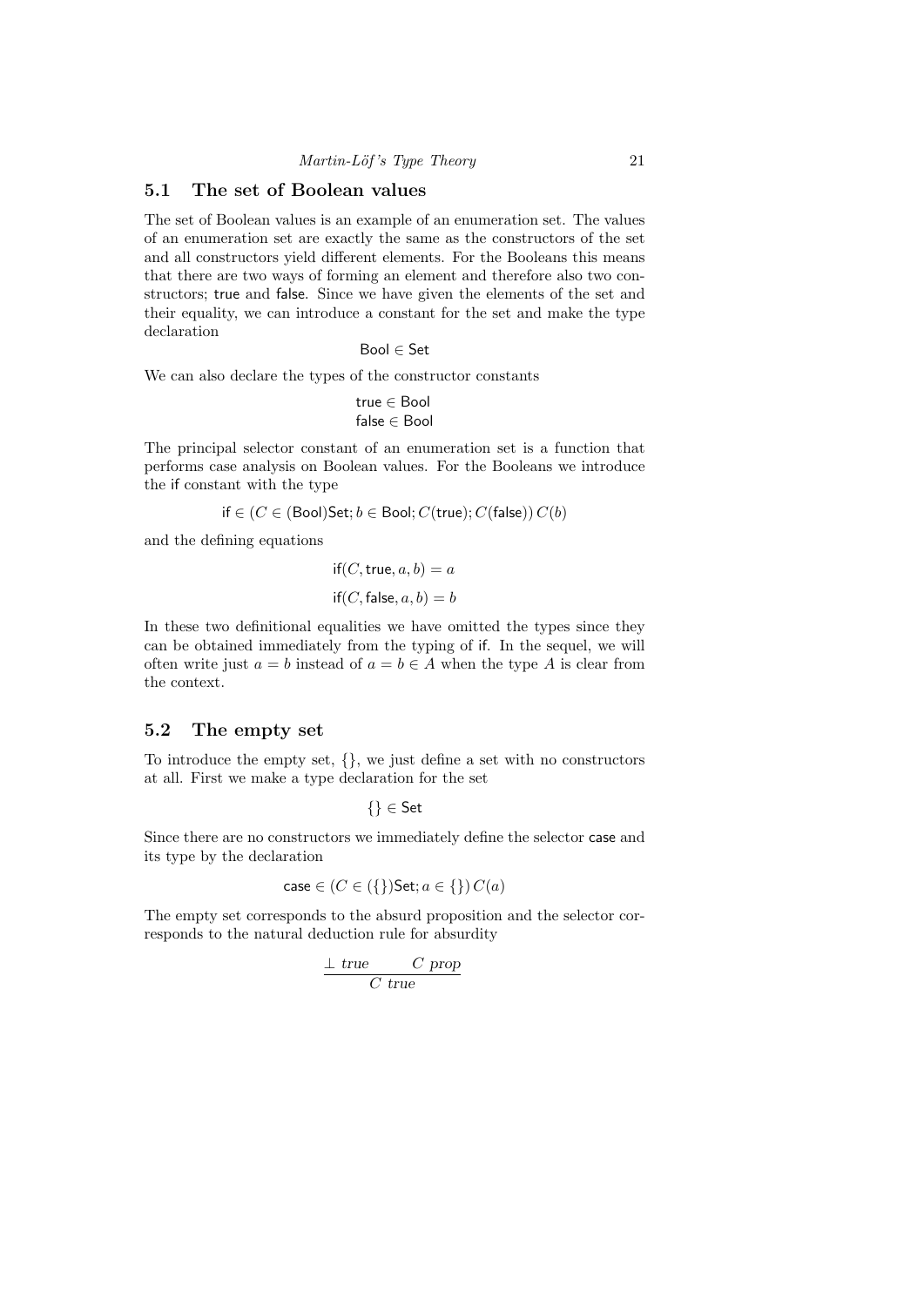## 5.1 The set of Boolean values

The set of Boolean values is an example of an enumeration set. The values of an enumeration set are exactly the same as the constructors of the set and all constructors yield different elements. For the Booleans this means that there are two ways of forming an element and therefore also two constructors; $\mathsf{true}$ and $\mathsf{false}$. Since we have given the elements of the set and their equality, we can introduce a constant for the set and make the type declaration

$$\mathsf{Bool} \in \mathsf{Set}$$

We can also declare the types of the constructor constants

$$\begin{aligned} \mathsf{true} &\in \mathsf{Bool} \\ \mathsf{false} &\in \mathsf{Bool} \end{aligned}$$

The principal selector constant of an enumeration set is a function that performs case analysis on Boolean values. For the Booleans we introduce the $\mathsf{if}$ constant with the type

$$\mathsf{if} \in (C \in (\mathsf{Bool})\mathsf{Set}; b \in \mathsf{Bool}; C(\mathsf{true}); C(\mathsf{false}))\, C(b)$$

and the defining equations

$$\mathsf{if}(C, \mathsf{true}, a, b) = a$$

$$\mathsf{if}(C, \mathsf{false}, a, b) = b$$

In these two definitional equalities we have omitted the types since they can be obtained immediately from the typing of $\mathsf{if}$. In the sequel, we will often write just $a = b$ instead of $a = b \in A$ when the type $A$ is clear from the context.

## 5.2 The empty set

To introduce the empty set, $\{\}$, we just define a set with no constructors at all. First we make a type declaration for the set

$$\{\} \in \mathsf{Set}$$

Since there are no constructors we immediately define the selector $\mathsf{case}$ and its type by the declaration

$$\mathsf{case} \in (C \in (\{\})\mathsf{Set}; a \in \{\})\, C(a)$$

The empty set corresponds to the absurd proposition and the selector corresponds to the natural deduction rule for absurdity

$$\frac{\bot \ \mathit{true} \qquad C \ \mathit{prop}}{C \ \mathit{true}}$$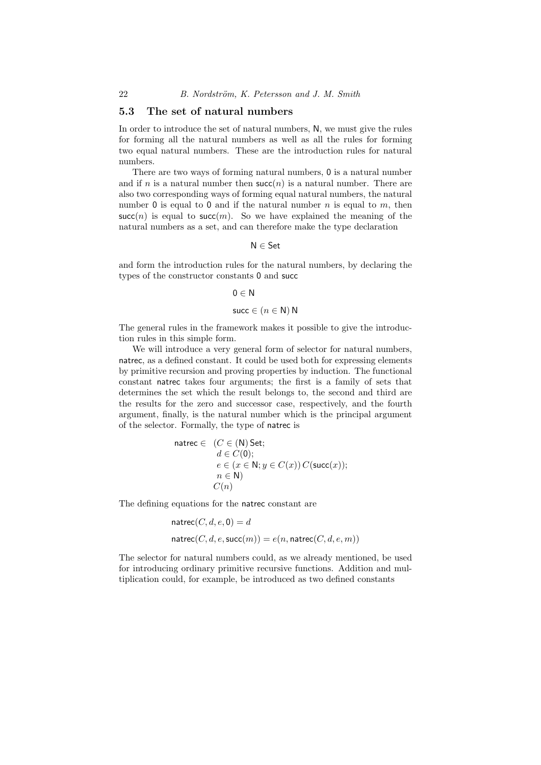### 5.3 The set of natural numbers

In order to introduce the set of natural numbers, $\mathsf{N}$, we must give the rules for forming all the natural numbers as well as all the rules for forming two equal natural numbers. These are the introduction rules for natural numbers.

There are two ways of forming natural numbers, $\mathsf{0}$ is a natural number and if $n$ is a natural number then $\mathsf{succ}(n)$ is a natural number. There are also two corresponding ways of forming equal natural numbers, the natural number $\mathsf{0}$ is equal to $\mathsf{0}$ and if the natural number $n$ is equal to $m$, then $\mathsf{succ}(n)$ is equal to $\mathsf{succ}(m)$. So we have explained the meaning of the natural numbers as a set, and can therefore make the type declaration

$$\mathsf{N} \in \mathsf{Set}$$

and form the introduction rules for the natural numbers, by declaring the types of the constructor constants $\mathsf{0}$ and $\mathsf{succ}$

$$\mathsf{0} \in \mathsf{N}$$

$$\mathsf{succ} \in (n \in \mathsf{N})\, \mathsf{N}$$

The general rules in the framework makes it possible to give the introduction rules in this simple form.

We will introduce a very general form of selector for natural numbers, $\mathsf{natrec}$, as a defined constant. It could be used both for expressing elements by primitive recursion and proving properties by induction. The functional constant $\mathsf{natrec}$ takes four arguments; the first is a family of sets that determines the set which the result belongs to, the second and third are the results for the zero and successor case, respectively, and the fourth argument, finally, is the natural number which is the principal argument of the selector. Formally, the type of $\mathsf{natrec}$ is

$$\begin{aligned}\mathsf{natrec} \in \;\; & (C \in (\mathsf{N})\, \mathsf{Set}; \\ & \;\; d \in C(\mathsf{0}); \\ & \;\; e \in (x \in \mathsf{N}; y \in C(x))\, C(\mathsf{succ}(x)); \\ & \;\; n \in \mathsf{N}) \\ & C(n)\end{aligned}$$

The defining equations for the $\mathsf{natrec}$ constant are

$$\mathsf{natrec}(C, d, e, \mathsf{0}) = d$$

$$\mathsf{natrec}(C, d, e, \mathsf{succ}(m)) = e(n, \mathsf{natrec}(C, d, e, m))$$

The selector for natural numbers could, as we already mentioned, be used for introducing ordinary primitive recursive functions. Addition and multiplication could, for example, be introduced as two defined constants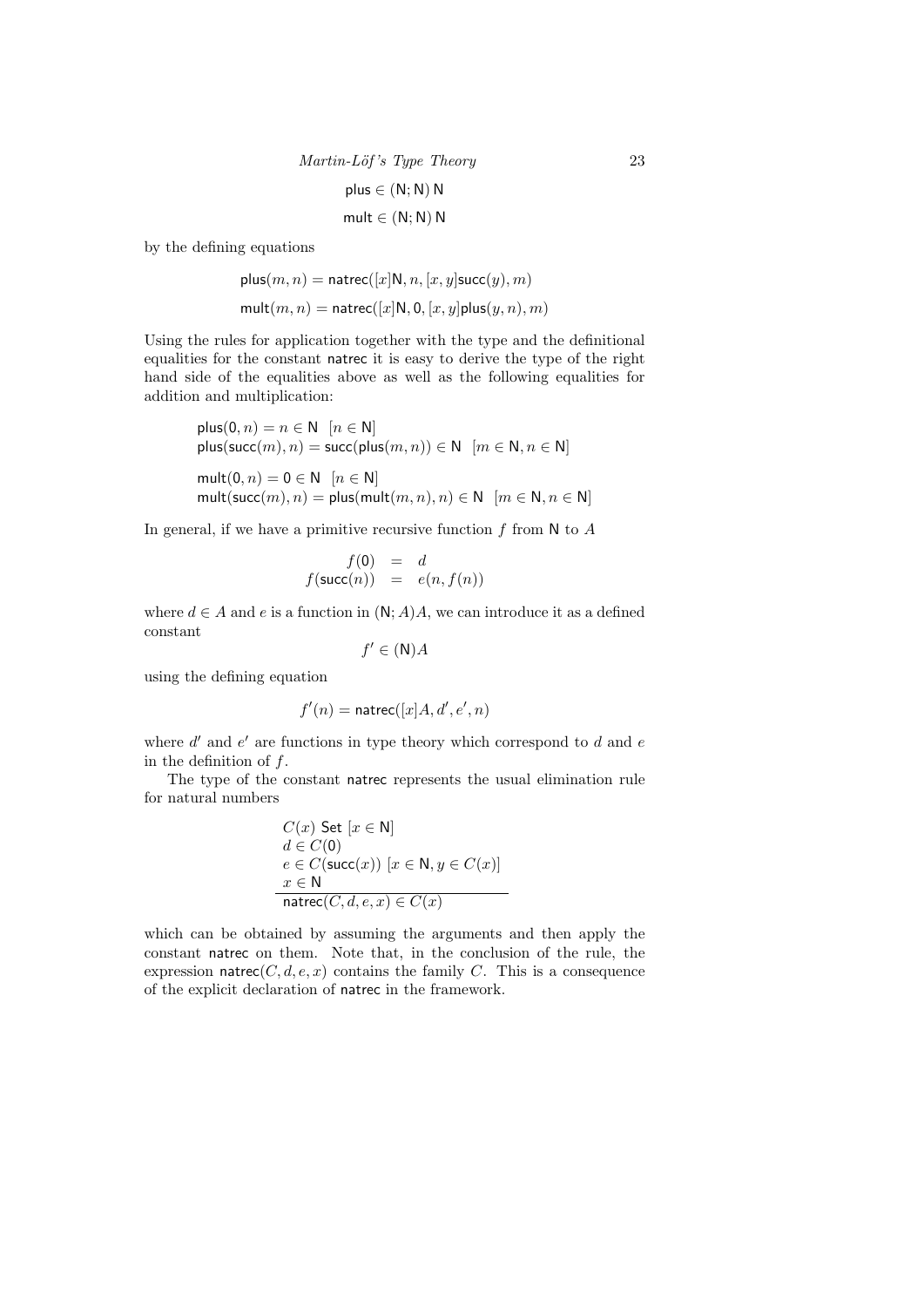$$\mathsf{plus} \in (\mathsf{N};\mathsf{N})\,\mathsf{N}$$

$$\mathsf{mult} \in (\mathsf{N};\mathsf{N})\,\mathsf{N}$$

by the defining equations

$$\mathsf{plus}(m,n) = \mathsf{natrec}([x]\mathsf{N}, n, [x,y]\mathsf{succ}(y), m)$$

$$\mathsf{mult}(m,n) = \mathsf{natrec}([x]\mathsf{N}, \mathsf{0}, [x,y]\mathsf{plus}(y,n), m)$$

Using the rules for application together with the type and the definitional equalities for the constant natrec it is easy to derive the type of the right hand side of the equalities above as well as the following equalities for addition and multiplication:

$$\mathsf{plus}(\mathsf{0},n) = n \in \mathsf{N} \quad [n \in \mathsf{N}]$$
$$\mathsf{plus}(\mathsf{succ}(m),n) = \mathsf{succ}(\mathsf{plus}(m,n)) \in \mathsf{N} \quad [m \in \mathsf{N}, n \in \mathsf{N}]$$

$$\mathsf{mult}(\mathsf{0},n) = \mathsf{0} \in \mathsf{N} \quad [n \in \mathsf{N}]$$
$$\mathsf{mult}(\mathsf{succ}(m),n) = \mathsf{plus}(\mathsf{mult}(m,n),n) \in \mathsf{N} \quad [m \in \mathsf{N}, n \in \mathsf{N}]$$

In general, if we have a primitive recursive function $f$ from $\mathsf{N}$ to $A$

$$\begin{array}{rcl} f(\mathsf{0}) & = & d \\ f(\mathsf{succ}(n)) & = & e(n, f(n)) \end{array}$$

where $d \in A$ and $e$ is a function in $(\mathsf{N};A)A$, we can introduce it as a defined constant

$$f' \in (\mathsf{N})A$$

using the defining equation

$$f'(n) = \mathsf{natrec}([x]A, d', e', n)$$

where $d'$ and $e'$ are functions in type theory which correspond to $d$ and $e$ in the definition of $f$.

The type of the constant natrec represents the usual elimination rule for natural numbers

$$\frac{\begin{array}{l} C(x)\ \mathsf{Set}\ [x \in \mathsf{N}] \\ d \in C(\mathsf{0}) \\ e \in C(\mathsf{succ}(x))\ [x \in \mathsf{N}, y \in C(x)] \\ x \in \mathsf{N} \end{array}}{\mathsf{natrec}(C,d,e,x) \in C(x)}$$

which can be obtained by assuming the arguments and then apply the constant natrec on them. Note that, in the conclusion of the rule, the expression $\mathsf{natrec}(C,d,e,x)$ contains the family $C$. This is a consequence of the explicit declaration of natrec in the framework.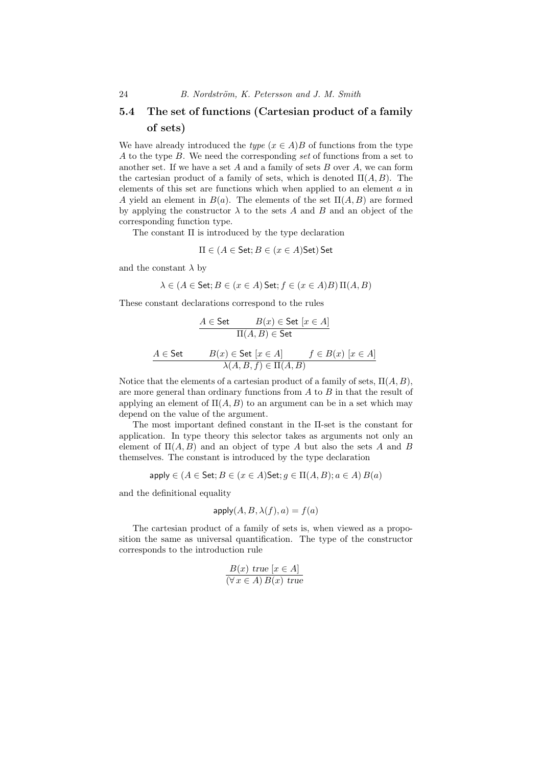## 5.4 The set of functions (Cartesian product of a family of sets)

We have already introduced the *type* $(x \in A)B$ of functions from the type $A$ to the type $B$. We need the corresponding *set* of functions from a set to another set. If we have a set $A$ and a family of sets $B$ over $A$, we can form the cartesian product of a family of sets, which is denoted $\Pi(A, B)$. The elements of this set are functions which when applied to an element $a$ in $A$ yield an element in $B(a)$. The elements of the set $\Pi(A, B)$ are formed by applying the constructor $\lambda$ to the sets $A$ and $B$ and an object of the corresponding function type.

The constant $\Pi$ is introduced by the type declaration

$$\Pi \in (A \in \mathsf{Set}; B \in (x \in A)\mathsf{Set})\,\mathsf{Set}$$

and the constant $\lambda$ by

$$\lambda \in (A \in \mathsf{Set}; B \in (x \in A)\,\mathsf{Set}; f \in (x \in A)B)\,\Pi(A, B)$$

These constant declarations correspond to the rules

$$\frac{A \in \mathsf{Set} \qquad B(x) \in \mathsf{Set}\ [x \in A]}{\Pi(A, B) \in \mathsf{Set}}$$

$$\frac{A \in \mathsf{Set} \qquad B(x) \in \mathsf{Set}\ [x \in A] \qquad f \in B(x)\ [x \in A]}{\lambda(A, B, f) \in \Pi(A, B)}$$

Notice that the elements of a cartesian product of a family of sets, $\Pi(A, B)$, are more general than ordinary functions from $A$ to $B$ in that the result of applying an element of $\Pi(A, B)$ to an argument can be in a set which may depend on the value of the argument.

The most important defined constant in the $\Pi$-set is the constant for application. In type theory this selector takes as arguments not only an element of $\Pi(A, B)$ and an object of type $A$ but also the sets $A$ and $B$ themselves. The constant is introduced by the type declaration

$$\mathsf{apply} \in (A \in \mathsf{Set}; B \in (x \in A)\mathsf{Set}; g \in \Pi(A, B); a \in A)\,B(a)$$

and the definitional equality

$$\mathsf{apply}(A, B, \lambda(f), a) = f(a)$$

The cartesian product of a family of sets is, when viewed as a proposition the same as universal quantification. The type of the constructor corresponds to the introduction rule

$$\frac{B(x)\ \mathit{true}\ [x \in A]}{(\forall\, x \in A)\, B(x)\ \mathit{true}}$$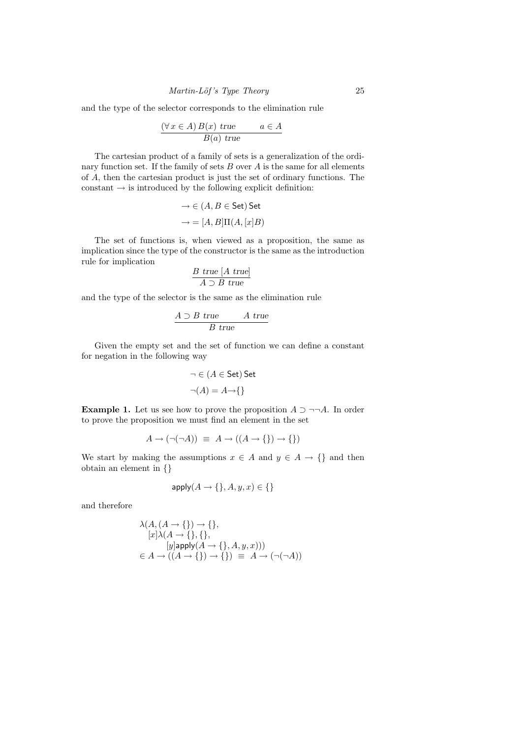and the type of the selector corresponds to the elimination rule

$$\frac{(\forall\, x \in A)\, B(x)\ \mathit{true} \qquad a \in A}{B(a)\ \mathit{true}}$$

The cartesian product of a family of sets is a generalization of the ordinary function set. If the family of sets $B$ over $A$ is the same for all elements of $A$, then the cartesian product is just the set of ordinary functions. The constant $\rightarrow$ is introduced by the following explicit definition:

$$\rightarrow\ \in (A, B \in \mathsf{Set})\, \mathsf{Set}$$

$$\rightarrow\ = [A, B]\Pi(A, [x]B)$$

The set of functions is, when viewed as a proposition, the same as implication since the type of the constructor is the same as the introduction rule for implication

$$\frac{B\ \mathit{true}\ [A\ \mathit{true}]}{A \supset B\ \mathit{true}}$$

and the type of the selector is the same as the elimination rule

$$\frac{A \supset B\ \mathit{true} \qquad A\ \mathit{true}}{B\ \mathit{true}}$$

Given the empty set and the set of function we can define a constant for negation in the following way

$$\neg \in (A \in \mathsf{Set})\, \mathsf{Set}$$

$$\neg(A) = A \rightarrow \{\}$$

**Example 1.** Let us see how to prove the proposition $A \supset \neg\neg A$. In order to prove the proposition we must find an element in the set

$$A \rightarrow (\neg(\neg A)) \ \equiv\ A \rightarrow ((A \rightarrow \{\}) \rightarrow \{\})$$

We start by making the assumptions $x \in A$ and $y \in A \rightarrow \{\}$ and then obtain an element in $\{\}$

$$\mathsf{apply}(A \rightarrow \{\}, A, y, x) \in \{\}$$

and therefore

$$\begin{array}{l}\lambda(A, (A \rightarrow \{\}) \rightarrow \{\},\\ \quad [x]\lambda(A \rightarrow \{\}, \{\},\\ \qquad\quad [y]\mathsf{apply}(A \rightarrow \{\}, A, y, x)))\\ \in A \rightarrow ((A \rightarrow \{\}) \rightarrow \{\}) \ \equiv\ A \rightarrow (\neg(\neg A))\end{array}$$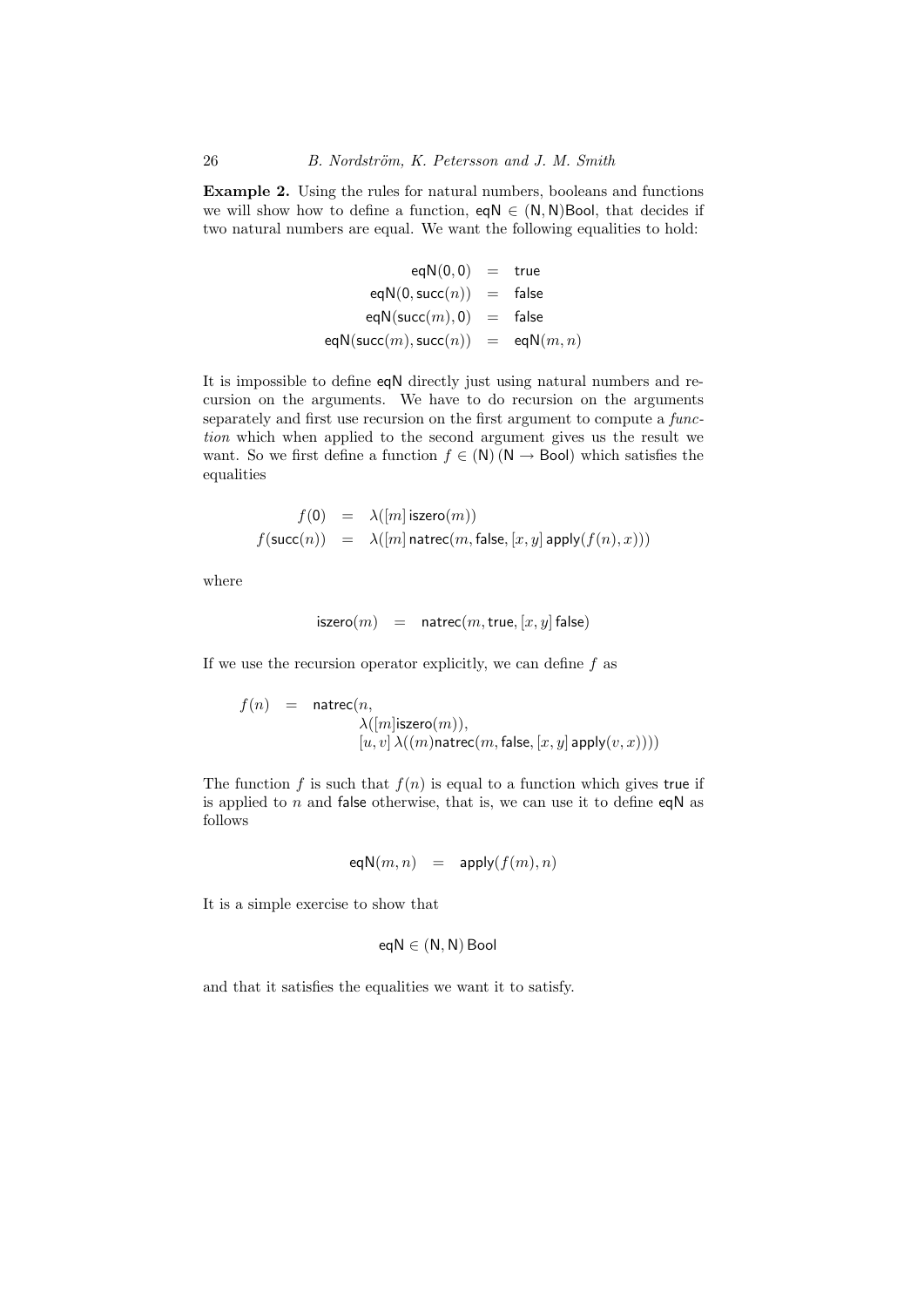**Example 2.** Using the rules for natural numbers, booleans and functions we will show how to define a function, $\mathsf{eqN} \in (\mathsf{N}, \mathsf{N})\mathsf{Bool}$, that decides if two natural numbers are equal. We want the following equalities to hold:

$$
\begin{aligned}
\mathsf{eqN}(0, 0) &= \mathsf{true} \\
\mathsf{eqN}(0, \mathsf{succ}(n)) &= \mathsf{false} \\
\mathsf{eqN}(\mathsf{succ}(m), 0) &= \mathsf{false} \\
\mathsf{eqN}(\mathsf{succ}(m), \mathsf{succ}(n)) &= \mathsf{eqN}(m, n)
\end{aligned}
$$

It is impossible to define $\mathsf{eqN}$ directly just using natural numbers and recursion on the arguments. We have to do recursion on the arguments separately and first use recursion on the first argument to compute a *function* which when applied to the second argument gives us the result we want. So we first define a function $f \in (\mathsf{N})\,(\mathsf{N} \rightarrow \mathsf{Bool})$ which satisfies the equalities

$$
\begin{aligned}
f(0) &= \lambda([m]\,\mathsf{iszero}(m)) \\
f(\mathsf{succ}(n)) &= \lambda([m]\,\mathsf{natrec}(m, \mathsf{false}, [x, y]\,\mathsf{apply}(f(n), x)))
\end{aligned}
$$

where

$$
\mathsf{iszero}(m) \quad = \quad \mathsf{natrec}(m, \mathsf{true}, [x, y]\,\mathsf{false})
$$

If we use the recursion operator explicitly, we can define $f$ as

$$
\begin{aligned}
f(n) \quad = \quad & \mathsf{natrec}(n, \\
& \qquad \lambda([m]\mathsf{iszero}(m)), \\
& \qquad [u, v]\,\lambda((m)\mathsf{natrec}(m, \mathsf{false}, [x, y]\,\mathsf{apply}(v, x))))
\end{aligned}
$$

The function $f$ is such that $f(n)$ is equal to a function which gives $\mathsf{true}$ if is applied to $n$ and $\mathsf{false}$ otherwise, that is, we can use it to define $\mathsf{eqN}$ as follows

$$
\mathsf{eqN}(m, n) \quad = \quad \mathsf{apply}(f(m), n)
$$

It is a simple exercise to show that

$$
\mathsf{eqN} \in (\mathsf{N}, \mathsf{N})\,\mathsf{Bool}
$$

and that it satisfies the equalities we want it to satisfy.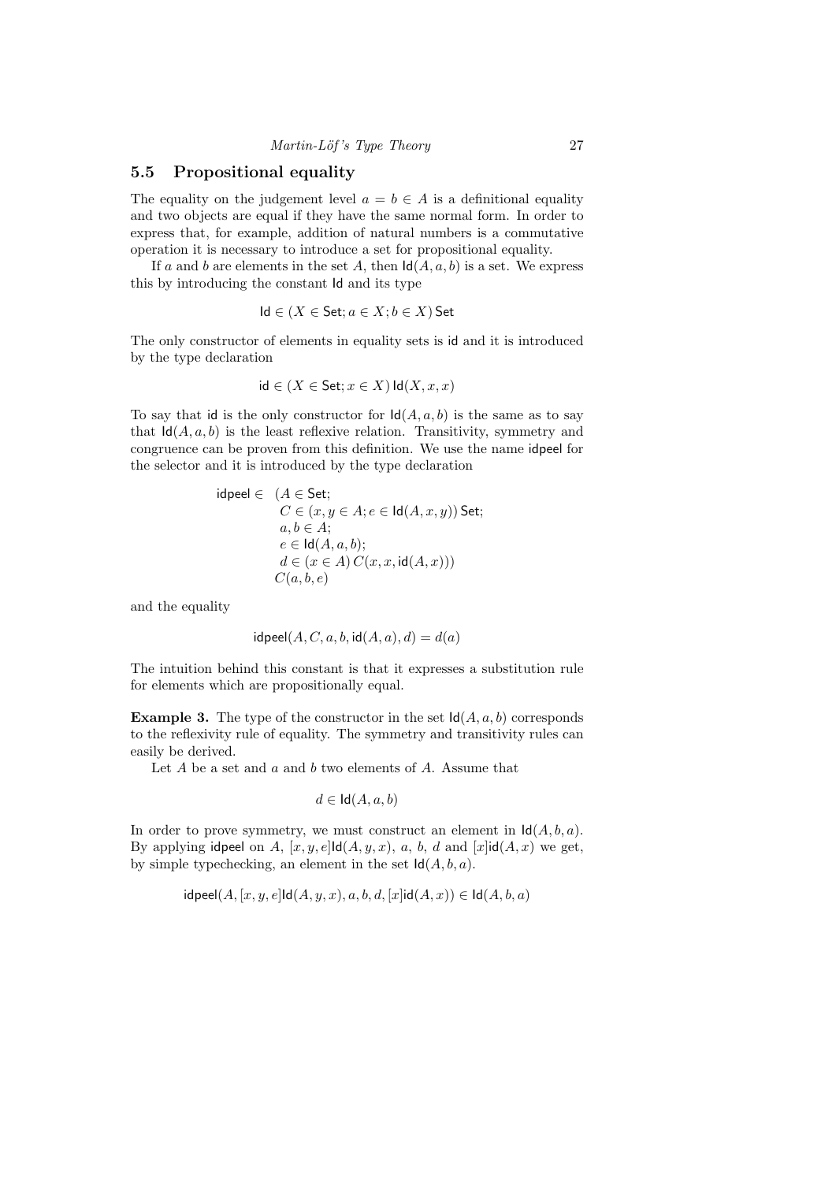### 5.5 Propositional equality

The equality on the judgement level $a = b \in A$ is a definitional equality and two objects are equal if they have the same normal form. In order to express that, for example, addition of natural numbers is a commutative operation it is necessary to introduce a set for propositional equality.

If $a$ and $b$ are elements in the set $A$, then $\mathsf{Id}(A, a, b)$ is a set. We express this by introducing the constant $\mathsf{Id}$ and its type

$$\mathsf{Id} \in (X \in \mathsf{Set}; a \in X; b \in X)\,\mathsf{Set}$$

The only constructor of elements in equality sets is $\mathsf{id}$ and it is introduced by the type declaration

$$\mathsf{id} \in (X \in \mathsf{Set}; x \in X)\,\mathsf{Id}(X, x, x)$$

To say that $\mathsf{id}$ is the only constructor for $\mathsf{Id}(A, a, b)$ is the same as to say that $\mathsf{Id}(A, a, b)$ is the least reflexive relation. Transitivity, symmetry and congruence can be proven from this definition. We use the name $\mathsf{idpeel}$ for the selector and it is introduced by the type declaration

$$\begin{aligned}
\mathsf{idpeel} \in \quad & (A \in \mathsf{Set}; \\
& \;\; C \in (x, y \in A; e \in \mathsf{Id}(A, x, y))\,\mathsf{Set}; \\
& \;\; a, b \in A; \\
& \;\; e \in \mathsf{Id}(A, a, b); \\
& \;\; d \in (x \in A)\,C(x, x, \mathsf{id}(A, x))) \\
& C(a, b, e)
\end{aligned}$$

and the equality

$$\mathsf{idpeel}(A, C, a, b, \mathsf{id}(A, a), d) = d(a)$$

The intuition behind this constant is that it expresses a substitution rule for elements which are propositionally equal.

**Example 3.** The type of the constructor in the set $\mathsf{Id}(A, a, b)$ corresponds to the reflexivity rule of equality. The symmetry and transitivity rules can easily be derived.

Let $A$ be a set and $a$ and $b$ two elements of $A$. Assume that

$$d \in \mathsf{Id}(A, a, b)$$

In order to prove symmetry, we must construct an element in $\mathsf{Id}(A, b, a)$. By applying $\mathsf{idpeel}$ on $A$, $[x, y, e]\mathsf{Id}(A, y, x)$, $a$, $b$, $d$ and $[x]\mathsf{id}(A, x)$ we get, by simple typechecking, an element in the set $\mathsf{Id}(A, b, a)$.

$$\mathsf{idpeel}(A, [x, y, e]\mathsf{Id}(A, y, x), a, b, d, [x]\mathsf{id}(A, x)) \in \mathsf{Id}(A, b, a)$$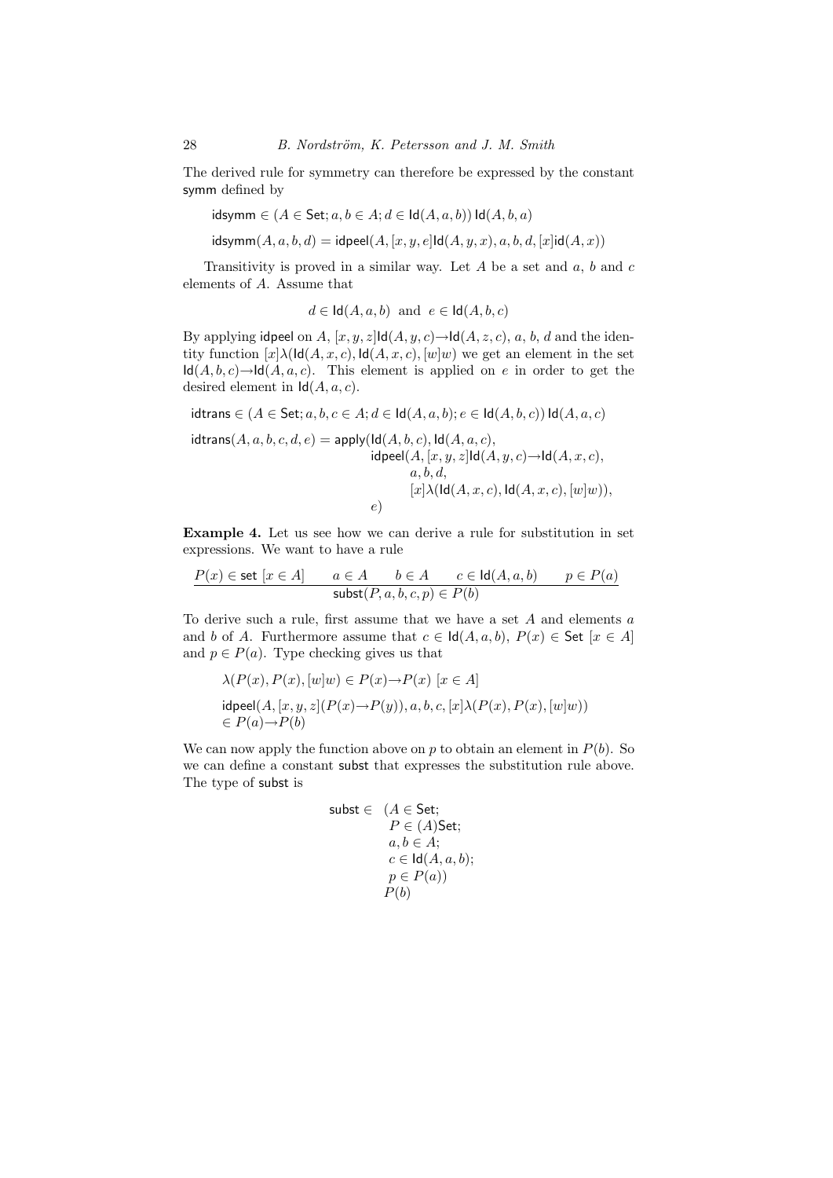The derived rule for symmetry can therefore be expressed by the constant symm defined by

$$\mathsf{idsymm} \in (A \in \mathsf{Set}; a, b \in A; d \in \mathsf{Id}(A, a, b))\, \mathsf{Id}(A, b, a)$$

$$\mathsf{idsymm}(A, a, b, d) = \mathsf{idpeel}(A, [x, y, e]\mathsf{Id}(A, y, x), a, b, d, [x]\mathsf{id}(A, x))$$

Transitivity is proved in a similar way. Let $A$ be a set and $a$, $b$ and $c$ elements of $A$. Assume that

$$d \in \mathsf{Id}(A, a, b) \text{ and } e \in \mathsf{Id}(A, b, c)$$

By applying idpeel on $A$, $[x, y, z]\mathsf{Id}(A, y, c) \to \mathsf{Id}(A, z, c)$, $a$, $b$, $d$ and the identity function $[x]\lambda(\mathsf{Id}(A, x, c), \mathsf{Id}(A, x, c), [w]w)$ we get an element in the set $\mathsf{Id}(A, b, c) \to \mathsf{Id}(A, a, c)$. This element is applied on $e$ in order to get the desired element in $\mathsf{Id}(A, a, c)$.

$$\mathsf{idtrans} \in (A \in \mathsf{Set}; a, b, c \in A; d \in \mathsf{Id}(A, a, b); e \in \mathsf{Id}(A, b, c))\, \mathsf{Id}(A, a, c)$$

$$\begin{aligned}
\mathsf{idtrans}(A, a, b, c, d, e) = \mathsf{apply}(&\mathsf{Id}(A, b, c), \mathsf{Id}(A, a, c), \\
&\mathsf{idpeel}(A, [x, y, z]\mathsf{Id}(A, y, c) \to \mathsf{Id}(A, x, c), \\
&\qquad a, b, d, \\
&\qquad [x]\lambda(\mathsf{Id}(A, x, c), \mathsf{Id}(A, x, c), [w]w)), \\
&e)
\end{aligned}$$

**Example 4.** Let us see how we can derive a rule for substitution in set expressions. We want to have a rule

$$\frac{P(x) \in \mathsf{set}\ [x \in A] \qquad a \in A \qquad b \in A \qquad c \in \mathsf{Id}(A, a, b) \qquad p \in P(a)}{\mathsf{subst}(P, a, b, c, p) \in P(b)}$$

To derive such a rule, first assume that we have a set $A$ and elements $a$ and $b$ of $A$. Furthermore assume that $c \in \mathsf{Id}(A, a, b)$, $P(x) \in \mathsf{Set}\ [x \in A]$ and $p \in P(a)$. Type checking gives us that

$$\lambda(P(x), P(x), [w]w) \in P(x) \to P(x)\ [x \in A]$$

$$\begin{aligned}
&\mathsf{idpeel}(A, [x, y, z](P(x) \to P(y)), a, b, c, [x]\lambda(P(x), P(x), [w]w)) \\
&\in P(a) \to P(b)
\end{aligned}$$

We can now apply the function above on $p$ to obtain an element in $P(b)$. So we can define a constant subst that expresses the substitution rule above. The type of subst is

$$\begin{aligned}
\mathsf{subst} \in\ &(A \in \mathsf{Set}; \\
&\ P \in (A)\mathsf{Set}; \\
&\ a, b \in A; \\
&\ c \in \mathsf{Id}(A, a, b); \\
&\ p \in P(a)) \\
&P(b)
\end{aligned}$$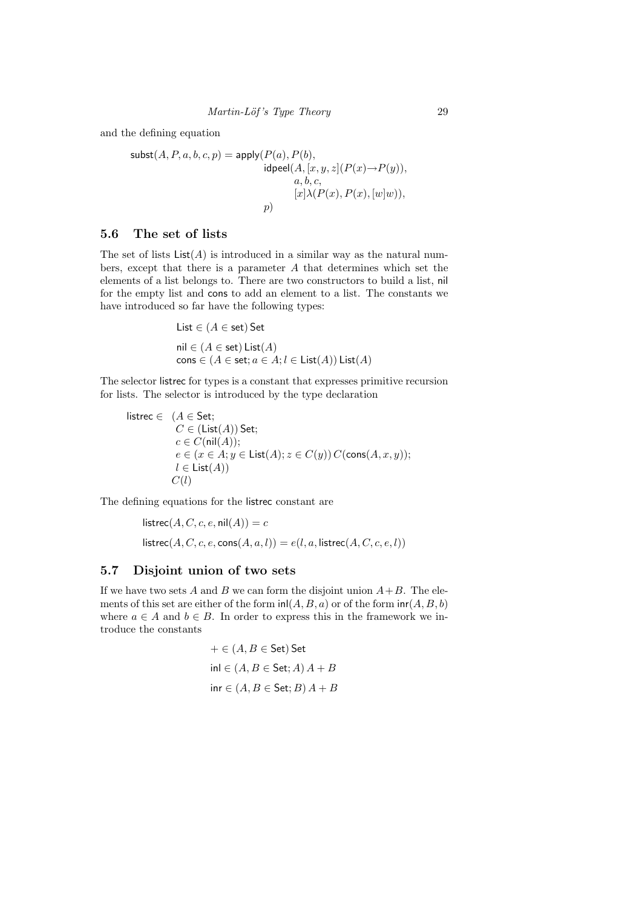and the defining equation

$$
\begin{aligned}
\mathsf{subst}(A, P, a, b, c, p) = \mathsf{apply}(&P(a), P(b),\\
&\mathsf{idpeel}(A, [x, y, z](P(x) \rightarrow P(y)),\\
&\qquad a, b, c,\\
&\qquad [x]\lambda(P(x), P(x), [w]w)),\\
&p)
\end{aligned}
$$

### 5.6 The set of lists

The set of lists $\mathsf{List}(A)$ is introduced in a similar way as the natural numbers, except that there is a parameter $A$ that determines which set the elements of a list belongs to. There are two constructors to build a list, nil for the empty list and cons to add an element to a list. The constants we have introduced so far have the following types:

$$
\begin{aligned}
&\mathsf{List} \in (A \in \mathsf{set})\,\mathsf{Set}\\
&\mathsf{nil} \in (A \in \mathsf{set})\,\mathsf{List}(A)\\
&\mathsf{cons} \in (A \in \mathsf{set}; a \in A; l \in \mathsf{List}(A))\,\mathsf{List}(A)
\end{aligned}
$$

The selector listrec for types is a constant that expresses primitive recursion for lists. The selector is introduced by the type declaration

$$
\begin{aligned}
\mathsf{listrec} \in \quad &(A \in \mathsf{Set};\\
&\ C \in (\mathsf{List}(A))\,\mathsf{Set};\\
&\ c \in C(\mathsf{nil}(A));\\
&\ e \in (x \in A; y \in \mathsf{List}(A); z \in C(y))\,C(\mathsf{cons}(A, x, y));\\
&\ l \in \mathsf{List}(A))\\
&C(l)
\end{aligned}
$$

The defining equations for the listrec constant are

$$
\begin{aligned}
&\mathsf{listrec}(A, C, c, e, \mathsf{nil}(A)) = c\\
&\mathsf{listrec}(A, C, c, e, \mathsf{cons}(A, a, l)) = e(l, a, \mathsf{listrec}(A, C, c, e, l))
\end{aligned}
$$

### 5.7 Disjoint union of two sets

If we have two sets $A$ and $B$ we can form the disjoint union $A + B$. The elements of this set are either of the form $\mathsf{inl}(A, B, a)$ or of the form $\mathsf{inr}(A, B, b)$ where $a \in A$ and $b \in B$. In order to express this in the framework we introduce the constants

$$
\begin{aligned}
&+ \in (A, B \in \mathsf{Set})\,\mathsf{Set}\\
&\mathsf{inl} \in (A, B \in \mathsf{Set}; A)\,A + B\\
&\mathsf{inr} \in (A, B \in \mathsf{Set}; B)\,A + B
\end{aligned}
$$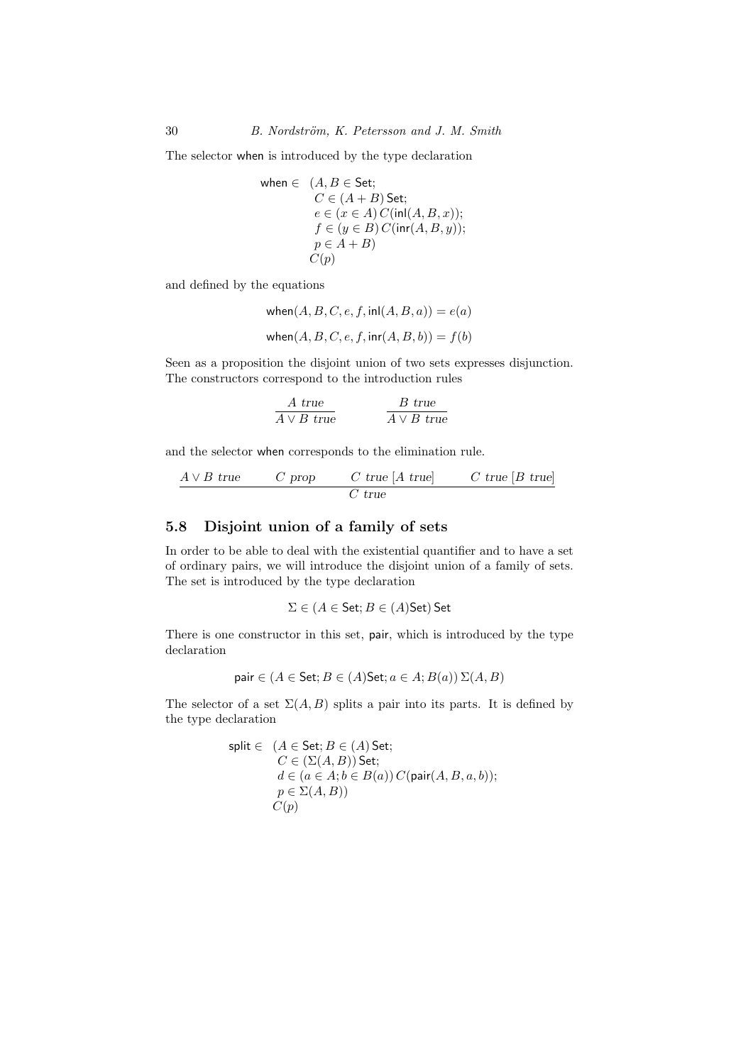The selector when is introduced by the type declaration

$$
\begin{array}{rl}
\mathsf{when} \in & (A, B \in \mathsf{Set}; \\
& \ C \in (A + B)\,\mathsf{Set}; \\
& \ e \in (x \in A)\, C(\mathsf{inl}(A, B, x)); \\
& \ f \in (y \in B)\, C(\mathsf{inr}(A, B, y)); \\
& \ p \in A + B) \\
& C(p)
\end{array}
$$

and defined by the equations

$$\mathsf{when}(A, B, C, e, f, \mathsf{inl}(A, B, a)) = e(a)$$

$$\mathsf{when}(A, B, C, e, f, \mathsf{inr}(A, B, b)) = f(b)$$

Seen as a proposition the disjoint union of two sets expresses disjunction. The constructors correspond to the introduction rules

$$\frac{A \; true}{A \vee B \; true} \qquad \frac{B \; true}{A \vee B \; true}$$

and the selector when corresponds to the elimination rule.

$$\frac{A \vee B \; true \qquad C \; prop \qquad C \; true \; [A \; true] \qquad C \; true \; [B \; true]}{C \; true}$$

## 5.8 Disjoint union of a family of sets

In order to be able to deal with the existential quantifier and to have a set of ordinary pairs, we will introduce the disjoint union of a family of sets. The set is introduced by the type declaration

$$\Sigma \in (A \in \mathsf{Set}; B \in (A)\mathsf{Set})\, \mathsf{Set}$$

There is one constructor in this set, pair, which is introduced by the type declaration

$$\mathsf{pair} \in (A \in \mathsf{Set}; B \in (A)\mathsf{Set}; a \in A; B(a))\, \Sigma(A, B)$$

The selector of a set $\Sigma(A, B)$ splits a pair into its parts. It is defined by the type declaration

$$
\begin{array}{rl}
\mathsf{split} \in & (A \in \mathsf{Set}; B \in (A)\,\mathsf{Set}; \\
& \ C \in (\Sigma(A, B))\,\mathsf{Set}; \\
& \ d \in (a \in A; b \in B(a))\, C(\mathsf{pair}(A, B, a, b)); \\
& \ p \in \Sigma(A, B)) \\
& C(p)
\end{array}
$$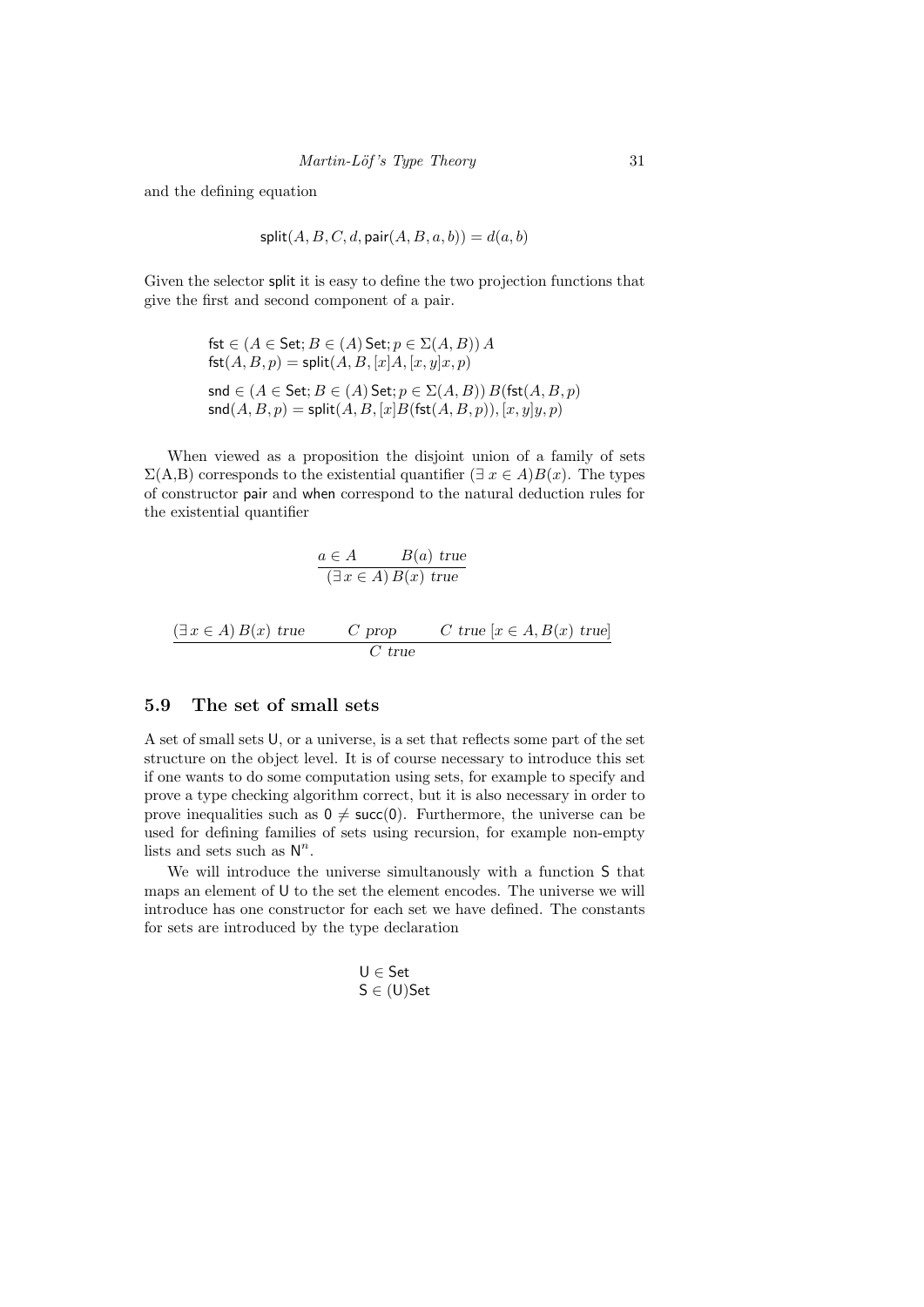and the defining equation

$$\mathsf{split}(A, B, C, d, \mathsf{pair}(A, B, a, b)) = d(a, b)$$

Given the selector split it is easy to define the two projection functions that give the first and second component of a pair.

$$\begin{aligned}
&\mathsf{fst} \in (A \in \mathsf{Set}; B \in (A)\,\mathsf{Set}; p \in \Sigma(A, B))\, A \\
&\mathsf{fst}(A, B, p) = \mathsf{split}(A, B, [x]A, [x, y]x, p) \\[1em]
&\mathsf{snd} \in (A \in \mathsf{Set}; B \in (A)\,\mathsf{Set}; p \in \Sigma(A, B))\, B(\mathsf{fst}(A, B, p) \\
&\mathsf{snd}(A, B, p) = \mathsf{split}(A, B, [x]B(\mathsf{fst}(A, B, p)), [x, y]y, p)
\end{aligned}$$

When viewed as a proposition the disjoint union of a family of sets $\Sigma$(A,B) corresponds to the existential quantifier $(\exists\, x \in A)B(x)$. The types of constructor pair and when correspond to the natural deduction rules for the existential quantifier

$$\frac{a \in A \qquad B(a)\ \mathit{true}}{(\exists\, x \in A)\, B(x)\ \mathit{true}}$$

$$\frac{(\exists\, x \in A)\, B(x)\ \mathit{true} \qquad C\ \mathit{prop} \qquad C\ \mathit{true}\ [x \in A, B(x)\ \mathit{true}]}{C\ \mathit{true}}$$

## 5.9 The set of small sets

A set of small sets U, or a universe, is a set that reflects some part of the set structure on the object level. It is of course necessary to introduce this set if one wants to do some computation using sets, for example to specify and prove a type checking algorithm correct, but it is also necessary in order to prove inequalities such as $\mathsf{0} \neq \mathsf{succ}(\mathsf{0})$. Furthermore, the universe can be used for defining families of sets using recursion, for example non-empty lists and sets such as $\mathsf{N}^n$.

We will introduce the universe simultanously with a function S that maps an element of U to the set the element encodes. The universe we will introduce has one constructor for each set we have defined. The constants for sets are introduced by the type declaration

$$\begin{aligned}
&\mathsf{U} \in \mathsf{Set} \\
&\mathsf{S} \in (\mathsf{U})\mathsf{Set}
\end{aligned}$$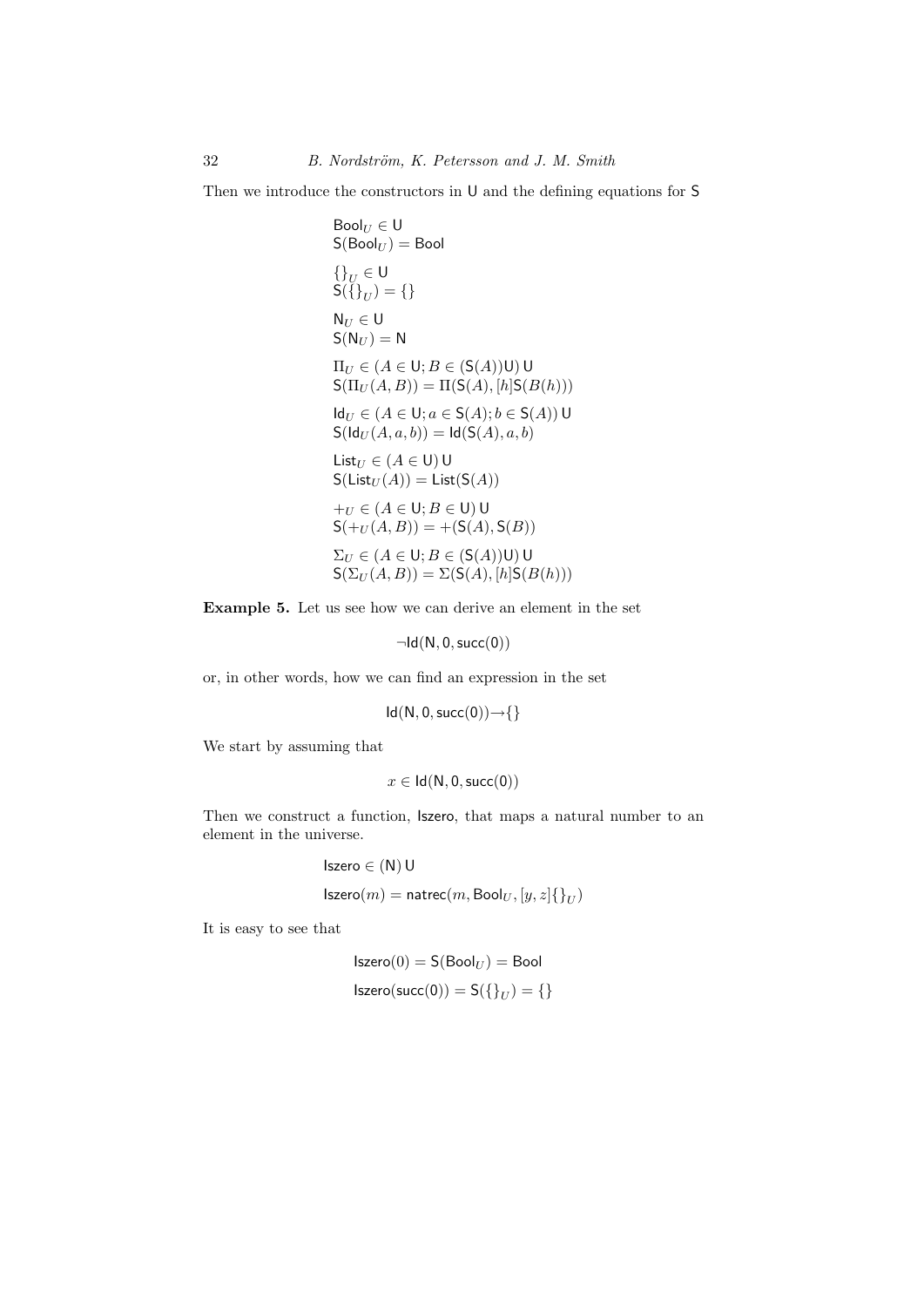Then we introduce the constructors in U and the defining equations for S

$$
\begin{array}{l}
\mathsf{Bool}_U \in \mathsf{U} \\
\mathsf{S}(\mathsf{Bool}_U) = \mathsf{Bool} \\[6pt]
\{\}_U \in \mathsf{U} \\
\mathsf{S}(\{\}_U) = \{\} \\[6pt]
\mathsf{N}_U \in \mathsf{U} \\
\mathsf{S}(\mathsf{N}_U) = \mathsf{N} \\[6pt]
\Pi_U \in (A \in \mathsf{U}; B \in (\mathsf{S}(A))\mathsf{U})\, \mathsf{U} \\
\mathsf{S}(\Pi_U(A, B)) = \Pi(\mathsf{S}(A), [h]\mathsf{S}(B(h))) \\[6pt]
\mathsf{Id}_U \in (A \in \mathsf{U}; a \in \mathsf{S}(A); b \in \mathsf{S}(A))\, \mathsf{U} \\
\mathsf{S}(\mathsf{Id}_U(A, a, b)) = \mathsf{Id}(\mathsf{S}(A), a, b) \\[6pt]
\mathsf{List}_U \in (A \in \mathsf{U})\, \mathsf{U} \\
\mathsf{S}(\mathsf{List}_U(A)) = \mathsf{List}(\mathsf{S}(A)) \\[6pt]
+_U \in (A \in \mathsf{U}; B \in \mathsf{U})\, \mathsf{U} \\
\mathsf{S}(+_U(A, B)) = +(\mathsf{S}(A), \mathsf{S}(B)) \\[6pt]
\Sigma_U \in (A \in \mathsf{U}; B \in (\mathsf{S}(A))\mathsf{U})\, \mathsf{U} \\
\mathsf{S}(\Sigma_U(A, B)) = \Sigma(\mathsf{S}(A), [h]\mathsf{S}(B(h)))
\end{array}
$$

**Example 5.** Let us see how we can derive an element in the set

$$\neg \mathsf{Id}(\mathsf{N}, 0, \mathsf{succ}(0))$$

or, in other words, how we can find an expression in the set

$$\mathsf{Id}(\mathsf{N}, 0, \mathsf{succ}(0)) \to \{\}$$

We start by assuming that

$$x \in \mathsf{Id}(\mathsf{N}, 0, \mathsf{succ}(0))$$

Then we construct a function, Iszero, that maps a natural number to an element in the universe.

$$
\begin{array}{l}
\mathsf{Iszero} \in (\mathsf{N})\, \mathsf{U} \\
\mathsf{Iszero}(m) = \mathsf{natrec}(m, \mathsf{Bool}_U, [y, z]\{\}_U)
\end{array}
$$

It is easy to see that

$$
\begin{array}{l}
\mathsf{Iszero}(0) = \mathsf{S}(\mathsf{Bool}_U) = \mathsf{Bool} \\
\mathsf{Iszero}(\mathsf{succ}(0)) = \mathsf{S}(\{\}_U) = \{\}
\end{array}
$$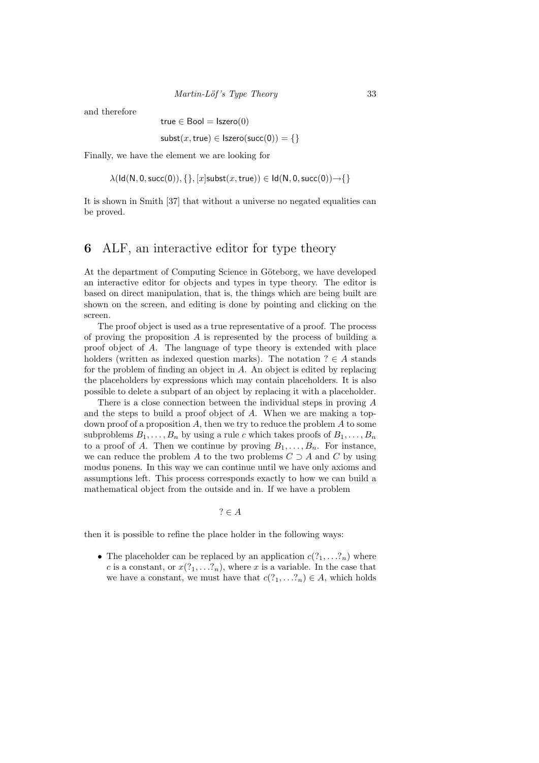and therefore

$$\mathsf{true} \in \mathsf{Bool} = \mathsf{Iszero}(0)$$

$$\mathsf{subst}(x, \mathsf{true}) \in \mathsf{Iszero}(\mathsf{succ}(0)) = \{\}$$

Finally, we have the element we are looking for

$$\lambda(\mathsf{Id}(\mathsf{N}, 0, \mathsf{succ}(0)), \{\}, [x]\mathsf{subst}(x, \mathsf{true})) \in \mathsf{Id}(\mathsf{N}, 0, \mathsf{succ}(0)) \rightarrow \{\}$$

It is shown in Smith [37] that without a universe no negated equalities can be proved.

## 6 ALF, an interactive editor for type theory

At the department of Computing Science in Göteborg, we have developed an interactive editor for objects and types in type theory. The editor is based on direct manipulation, that is, the things which are being built are shown on the screen, and editing is done by pointing and clicking on the screen.

The proof object is used as a true representative of a proof. The process of proving the proposition $A$ is represented by the process of building a proof object of $A$. The language of type theory is extended with place holders (written as indexed question marks). The notation $? \in A$ stands for the problem of finding an object in $A$. An object is edited by replacing the placeholders by expressions which may contain placeholders. It is also possible to delete a subpart of an object by replacing it with a placeholder.

There is a close connection between the individual steps in proving $A$ and the steps to build a proof object of $A$. When we are making a top-down proof of a proposition $A$, then we try to reduce the problem $A$ to some subproblems $B_1, \ldots, B_n$ by using a rule $c$ which takes proofs of $B_1, \ldots, B_n$ to a proof of $A$. Then we continue by proving $B_1, \ldots, B_n$. For instance, we can reduce the problem $A$ to the two problems $C \supset A$ and $C$ by using modus ponens. In this way we can continue until we have only axioms and assumptions left. This process corresponds exactly to how we can build a mathematical object from the outside and in. If we have a problem

$$? \in A$$

then it is possible to refine the place holder in the following ways:

- The placeholder can be replaced by an application $c(?_1, \ldots ?_n)$ where $c$ is a constant, or $x(?_1, \ldots ?_n)$, where $x$ is a variable. In the case that we have a constant, we must have that $c(?_1, \ldots ?_n) \in A$, which holds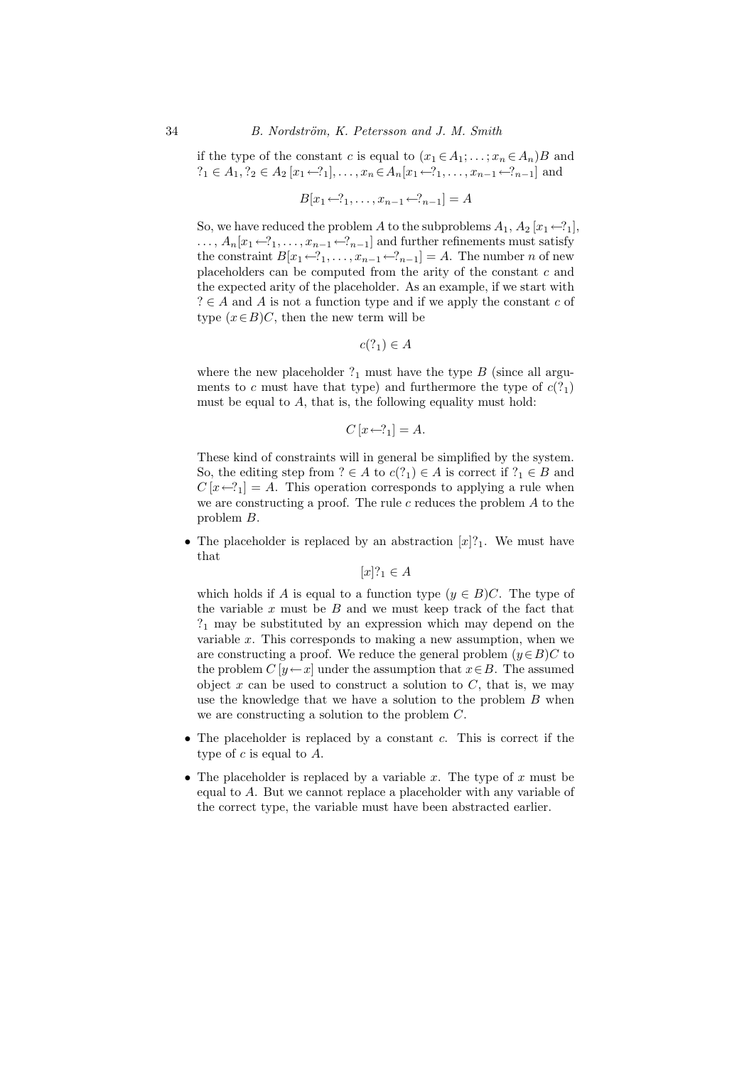if the type of the constant $c$ is equal to $(x_1 \in A_1; \ldots; x_n \in A_n)B$ and $?_1 \in A_1, ?_2 \in A_2\,[x_1 \leftarrow ?_1], \ldots, x_n \in A_n[x_1 \leftarrow ?_1, \ldots, x_{n-1} \leftarrow ?_{n-1}]$ and

$$B[x_1 \leftarrow ?_1, \ldots, x_{n-1} \leftarrow ?_{n-1}] = A$$

So, we have reduced the problem $A$ to the subproblems $A_1$, $A_2\,[x_1 \leftarrow ?_1]$, $\ldots$, $A_n[x_1 \leftarrow ?_1, \ldots, x_{n-1} \leftarrow ?_{n-1}]$ and further refinements must satisfy the constraint $B[x_1 \leftarrow ?_1, \ldots, x_{n-1} \leftarrow ?_{n-1}] = A$. The number $n$ of new placeholders can be computed from the arity of the constant $c$ and the expected arity of the placeholder. As an example, if we start with $? \in A$ and $A$ is not a function type and if we apply the constant $c$ of type $(x \in B)C$, then the new term will be

$$c(?_1) \in A$$

where the new placeholder $?_1$ must have the type $B$ (since all arguments to $c$ must have that type) and furthermore the type of $c(?_1)$ must be equal to $A$, that is, the following equality must hold:

$$C\,[x \leftarrow ?_1] = A.$$

These kind of constraints will in general be simplified by the system. So, the editing step from $? \in A$ to $c(?_1) \in A$ is correct if $?_1 \in B$ and $C\,[x \leftarrow ?_1] = A$. This operation corresponds to applying a rule when we are constructing a proof. The rule $c$ reduces the problem $A$ to the problem $B$.

- The placeholder is replaced by an abstraction $[x]?_1$. We must have that

$$[x]?_1 \in A$$

which holds if $A$ is equal to a function type $(y \in B)C$. The type of the variable $x$ must be $B$ and we must keep track of the fact that $?_1$ may be substituted by an expression which may depend on the variable $x$. This corresponds to making a new assumption, when we are constructing a proof. We reduce the general problem $(y \in B)C$ to the problem $C\,[y \leftarrow x]$ under the assumption that $x \in B$. The assumed object $x$ can be used to construct a solution to $C$, that is, we may use the knowledge that we have a solution to the problem $B$ when we are constructing a solution to the problem $C$.

- The placeholder is replaced by a constant $c$. This is correct if the type of $c$ is equal to $A$.

- The placeholder is replaced by a variable $x$. The type of $x$ must be equal to $A$. But we cannot replace a placeholder with any variable of the correct type, the variable must have been abstracted earlier.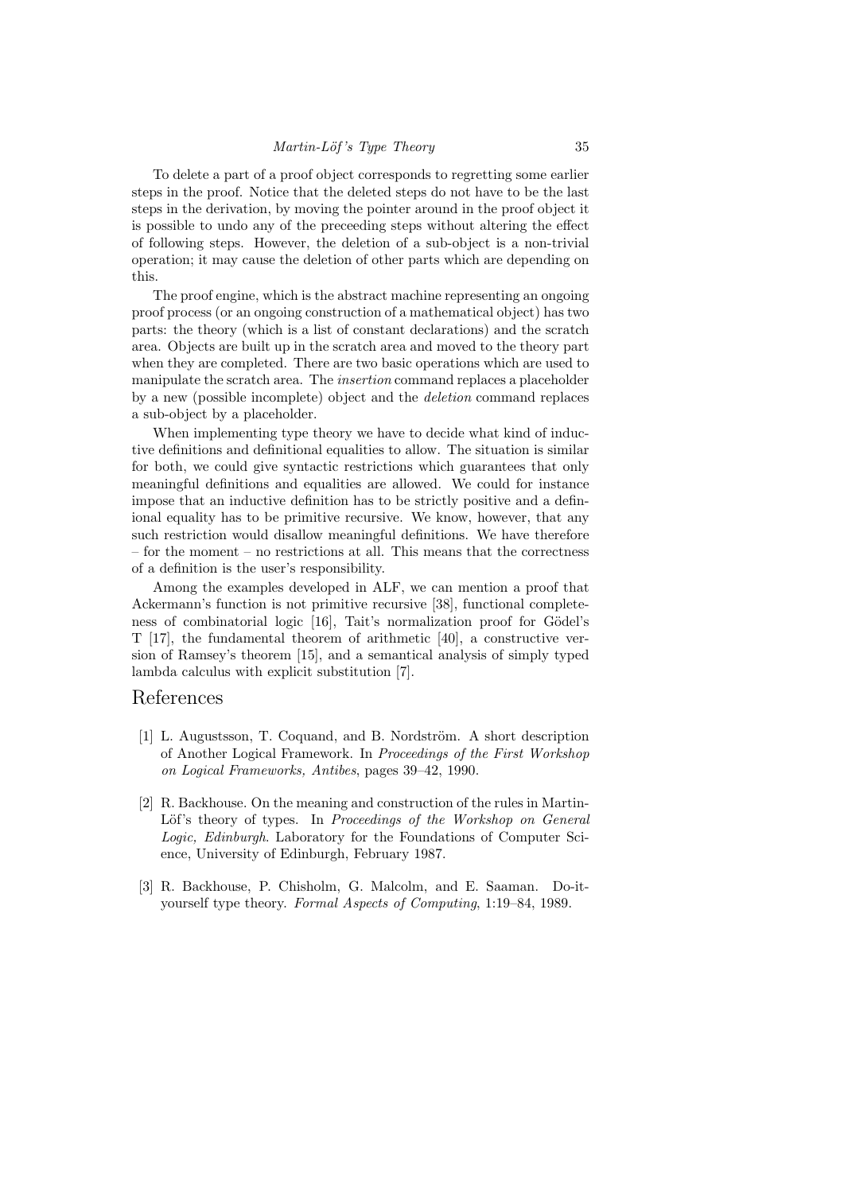To delete a part of a proof object corresponds to regretting some earlier steps in the proof. Notice that the deleted steps do not have to be the last steps in the derivation, by moving the pointer around in the proof object it is possible to undo any of the preceeding steps without altering the effect of following steps. However, the deletion of a sub-object is a non-trivial operation; it may cause the deletion of other parts which are depending on this.

The proof engine, which is the abstract machine representing an ongoing proof process (or an ongoing construction of a mathematical object) has two parts: the theory (which is a list of constant declarations) and the scratch area. Objects are built up in the scratch area and moved to the theory part when they are completed. There are two basic operations which are used to manipulate the scratch area. The *insertion* command replaces a placeholder by a new (possible incomplete) object and the *deletion* command replaces a sub-object by a placeholder.

When implementing type theory we have to decide what kind of inductive definitions and definitional equalities to allow. The situation is similar for both, we could give syntactic restrictions which guarantees that only meaningful definitions and equalities are allowed. We could for instance impose that an inductive definition has to be strictly positive and a definional equality has to be primitive recursive. We know, however, that any such restriction would disallow meaningful definitions. We have therefore – for the moment – no restrictions at all. This means that the correctness of a definition is the user's responsibility.

Among the examples developed in ALF, we can mention a proof that Ackermann's function is not primitive recursive [38], functional completeness of combinatorial logic [16], Tait's normalization proof for Gödel's T [17], the fundamental theorem of arithmetic [40], a constructive version of Ramsey's theorem [15], and a semantical analysis of simply typed lambda calculus with explicit substitution [7].

# References

[1] L. Augustsson, T. Coquand, and B. Nordström. A short description of Another Logical Framework. In *Proceedings of the First Workshop on Logical Frameworks, Antibes*, pages 39–42, 1990.

[2] R. Backhouse. On the meaning and construction of the rules in Martin-Löf's theory of types. In *Proceedings of the Workshop on General Logic, Edinburgh*. Laboratory for the Foundations of Computer Science, University of Edinburgh, February 1987.

[3] R. Backhouse, P. Chisholm, G. Malcolm, and E. Saaman. Do-it-yourself type theory. *Formal Aspects of Computing*, 1:19–84, 1989.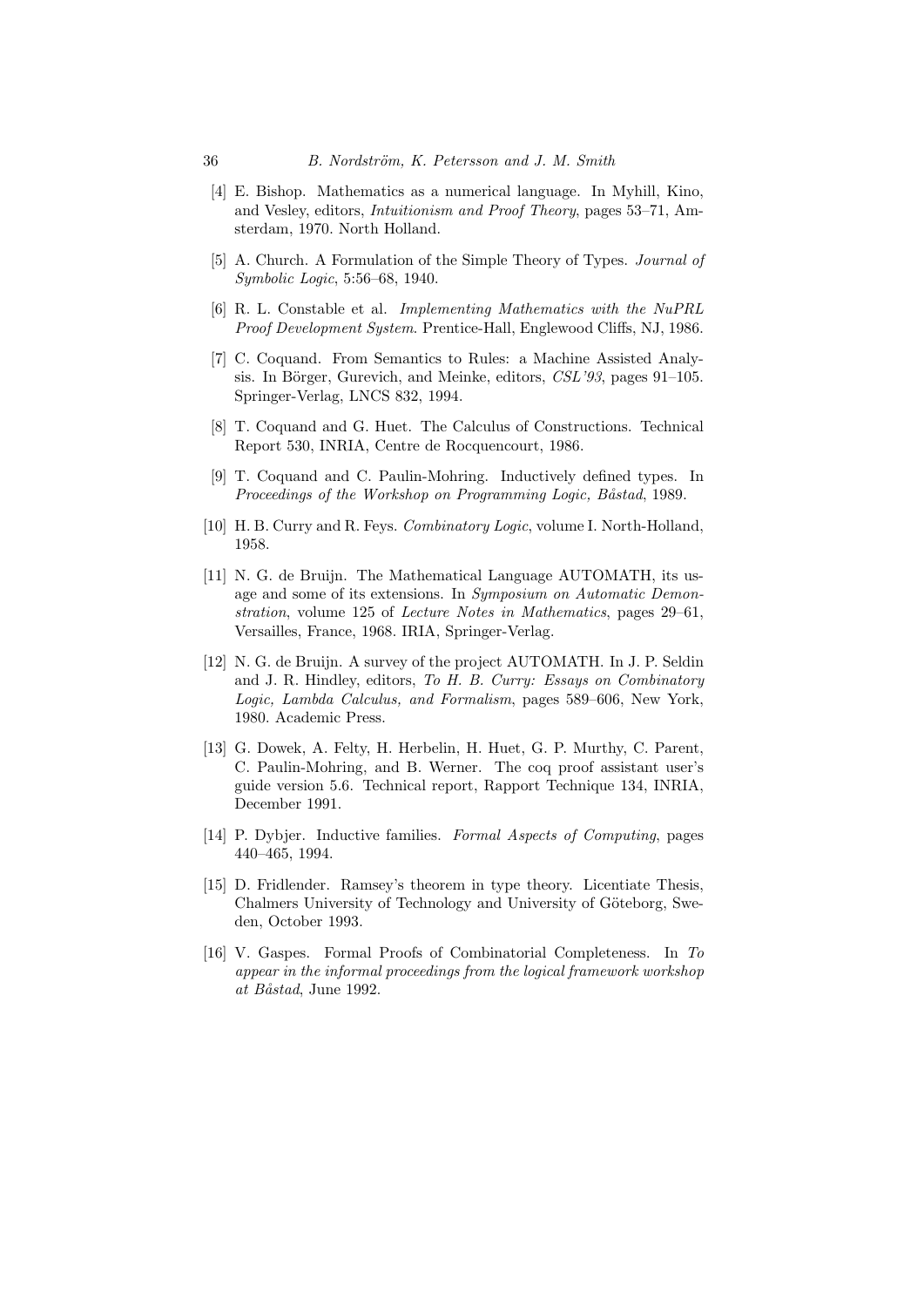[4] E. Bishop. Mathematics as a numerical language. In Myhill, Kino, and Vesley, editors, *Intuitionism and Proof Theory*, pages 53–71, Amsterdam, 1970. North Holland.

[5] A. Church. A Formulation of the Simple Theory of Types. *Journal of Symbolic Logic*, 5:56–68, 1940.

[6] R. L. Constable et al. *Implementing Mathematics with the NuPRL Proof Development System*. Prentice-Hall, Englewood Cliffs, NJ, 1986.

[7] C. Coquand. From Semantics to Rules: a Machine Assisted Analysis. In Börger, Gurevich, and Meinke, editors, *CSL'93*, pages 91–105. Springer-Verlag, LNCS 832, 1994.

[8] T. Coquand and G. Huet. The Calculus of Constructions. Technical Report 530, INRIA, Centre de Rocquencourt, 1986.

[9] T. Coquand and C. Paulin-Mohring. Inductively defined types. In *Proceedings of the Workshop on Programming Logic, Båstad*, 1989.

[10] H. B. Curry and R. Feys. *Combinatory Logic*, volume I. North-Holland, 1958.

[11] N. G. de Bruijn. The Mathematical Language AUTOMATH, its usage and some of its extensions. In *Symposium on Automatic Demonstration*, volume 125 of *Lecture Notes in Mathematics*, pages 29–61, Versailles, France, 1968. IRIA, Springer-Verlag.

[12] N. G. de Bruijn. A survey of the project AUTOMATH. In J. P. Seldin and J. R. Hindley, editors, *To H. B. Curry: Essays on Combinatory Logic, Lambda Calculus, and Formalism*, pages 589–606, New York, 1980. Academic Press.

[13] G. Dowek, A. Felty, H. Herbelin, H. Huet, G. P. Murthy, C. Parent, C. Paulin-Mohring, and B. Werner. The coq proof assistant user's guide version 5.6. Technical report, Rapport Technique 134, INRIA, December 1991.

[14] P. Dybjer. Inductive families. *Formal Aspects of Computing*, pages 440–465, 1994.

[15] D. Fridlender. Ramsey's theorem in type theory. Licentiate Thesis, Chalmers University of Technology and University of Göteborg, Sweden, October 1993.

[16] V. Gaspes. Formal Proofs of Combinatorial Completeness. In *To appear in the informal proceedings from the logical framework workshop at Båstad*, June 1992.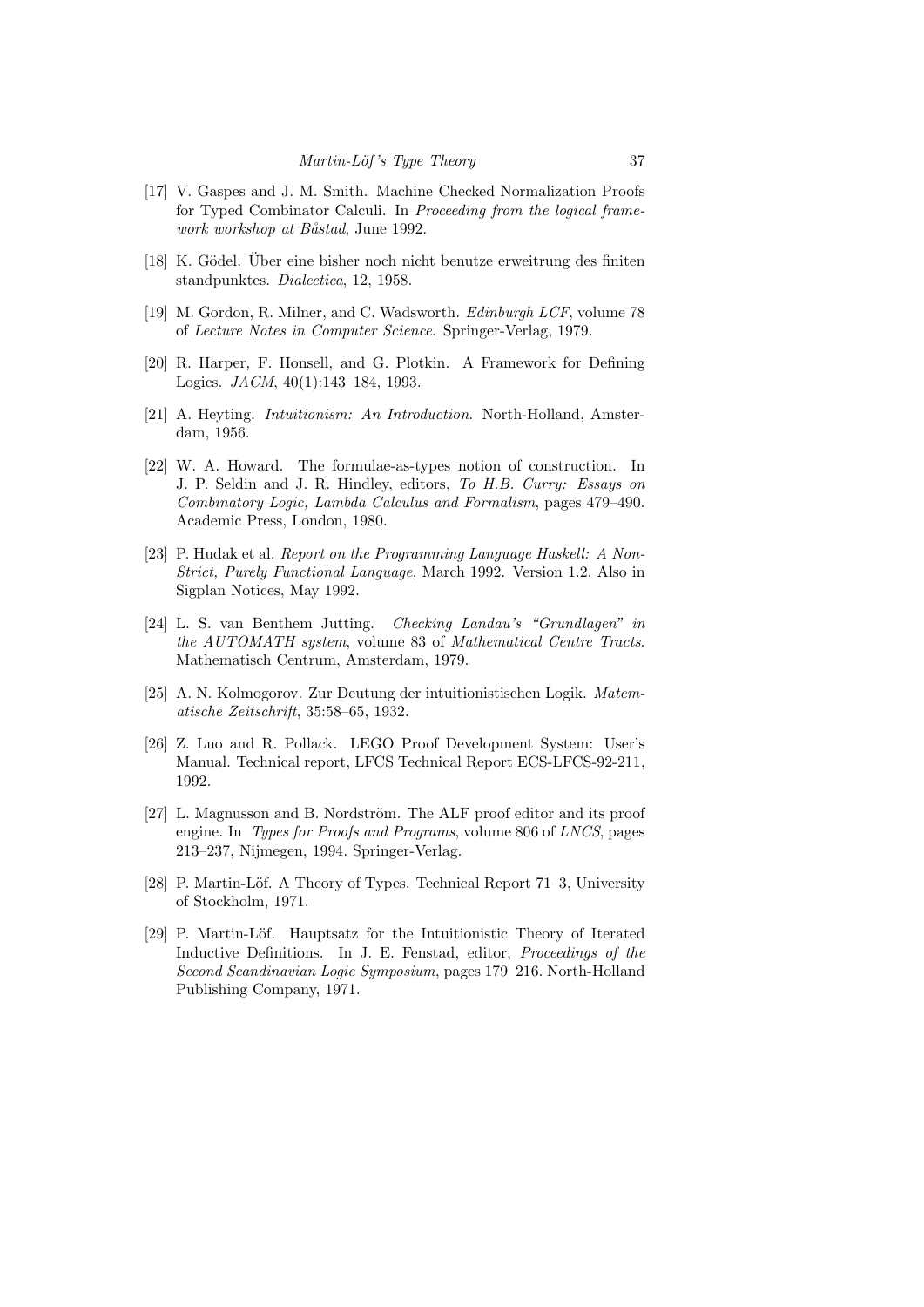[17] V. Gaspes and J. M. Smith. Machine Checked Normalization Proofs for Typed Combinator Calculi. In *Proceeding from the logical framework workshop at Båstad*, June 1992.

[18] K. Gödel. Über eine bisher noch nicht benutze erweitrung des finiten standpunktes. *Dialectica*, 12, 1958.

[19] M. Gordon, R. Milner, and C. Wadsworth. *Edinburgh LCF*, volume 78 of *Lecture Notes in Computer Science*. Springer-Verlag, 1979.

[20] R. Harper, F. Honsell, and G. Plotkin. A Framework for Defining Logics. *JACM*, 40(1):143–184, 1993.

[21] A. Heyting. *Intuitionism: An Introduction*. North-Holland, Amsterdam, 1956.

[22] W. A. Howard. The formulae-as-types notion of construction. In J. P. Seldin and J. R. Hindley, editors, *To H.B. Curry: Essays on Combinatory Logic, Lambda Calculus and Formalism*, pages 479–490. Academic Press, London, 1980.

[23] P. Hudak et al. *Report on the Programming Language Haskell: A Non-Strict, Purely Functional Language*, March 1992. Version 1.2. Also in Sigplan Notices, May 1992.

[24] L. S. van Benthem Jutting. *Checking Landau's "Grundlagen" in the AUTOMATH system*, volume 83 of *Mathematical Centre Tracts*. Mathematisch Centrum, Amsterdam, 1979.

[25] A. N. Kolmogorov. Zur Deutung der intuitionistischen Logik. *Matematische Zeitschrift*, 35:58–65, 1932.

[26] Z. Luo and R. Pollack. LEGO Proof Development System: User's Manual. Technical report, LFCS Technical Report ECS-LFCS-92-211, 1992.

[27] L. Magnusson and B. Nordström. The ALF proof editor and its proof engine. In *Types for Proofs and Programs*, volume 806 of *LNCS*, pages 213–237, Nijmegen, 1994. Springer-Verlag.

[28] P. Martin-Löf. A Theory of Types. Technical Report 71–3, University of Stockholm, 1971.

[29] P. Martin-Löf. Hauptsatz for the Intuitionistic Theory of Iterated Inductive Definitions. In J. E. Fenstad, editor, *Proceedings of the Second Scandinavian Logic Symposium*, pages 179–216. North-Holland Publishing Company, 1971.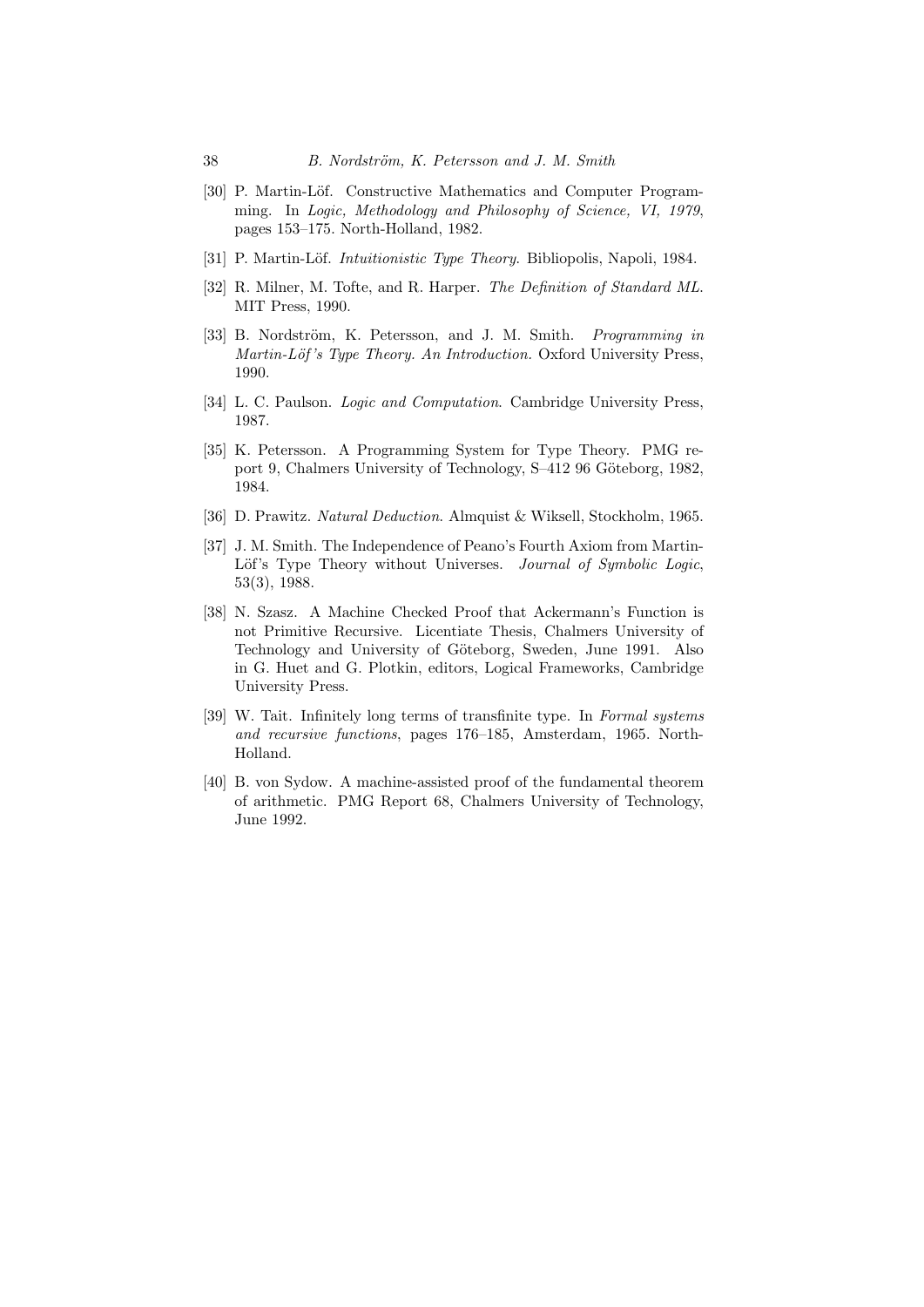[30] P. Martin-Löf. Constructive Mathematics and Computer Programming. In *Logic, Methodology and Philosophy of Science, VI, 1979*, pages 153–175. North-Holland, 1982.

[31] P. Martin-Löf. *Intuitionistic Type Theory*. Bibliopolis, Napoli, 1984.

[32] R. Milner, M. Tofte, and R. Harper. *The Definition of Standard ML*. MIT Press, 1990.

[33] B. Nordström, K. Petersson, and J. M. Smith. *Programming in Martin-Löf's Type Theory. An Introduction*. Oxford University Press, 1990.

[34] L. C. Paulson. *Logic and Computation*. Cambridge University Press, 1987.

[35] K. Petersson. A Programming System for Type Theory. PMG report 9, Chalmers University of Technology, S–412 96 Göteborg, 1982, 1984.

[36] D. Prawitz. *Natural Deduction*. Almquist & Wiksell, Stockholm, 1965.

[37] J. M. Smith. The Independence of Peano's Fourth Axiom from Martin-Löf's Type Theory without Universes. *Journal of Symbolic Logic*, 53(3), 1988.

[38] N. Szasz. A Machine Checked Proof that Ackermann's Function is not Primitive Recursive. Licentiate Thesis, Chalmers University of Technology and University of Göteborg, Sweden, June 1991. Also in G. Huet and G. Plotkin, editors, Logical Frameworks, Cambridge University Press.

[39] W. Tait. Infinitely long terms of transfinite type. In *Formal systems and recursive functions*, pages 176–185, Amsterdam, 1965. North-Holland.

[40] B. von Sydow. A machine-assisted proof of the fundamental theorem of arithmetic. PMG Report 68, Chalmers University of Technology, June 1992.